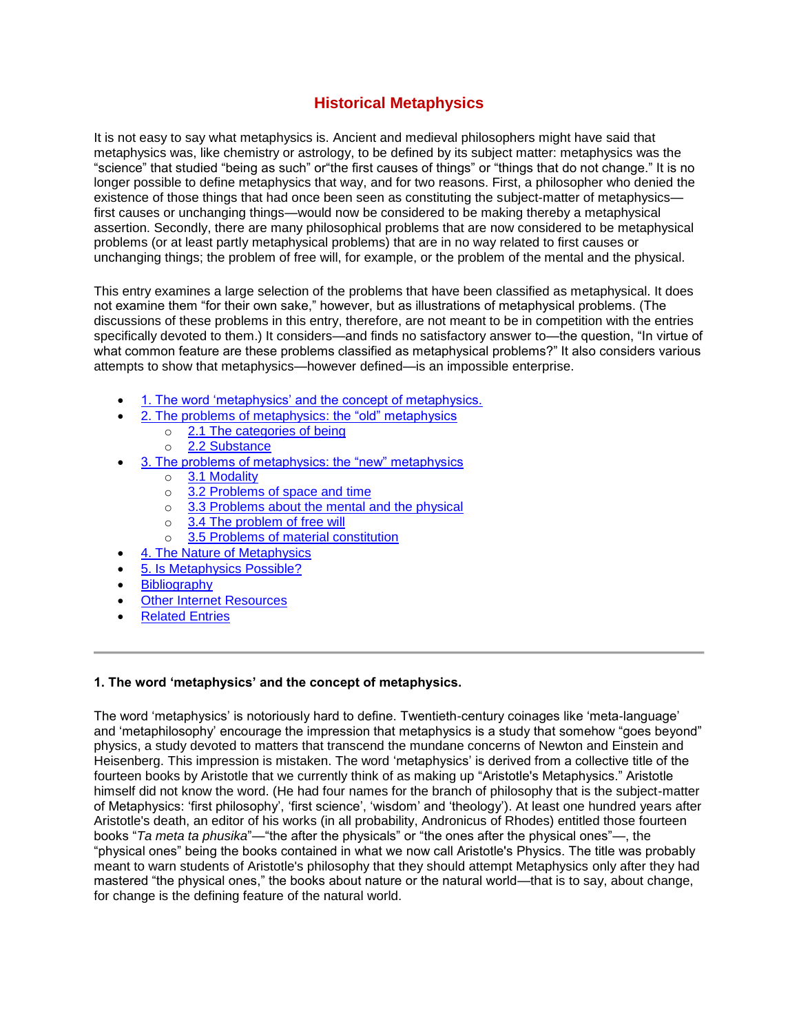# Historical Metaphysics

It is not easy to say what metaphysics is. Ancient and medieval philosophers might have said that metaphysics was, like chemistry or astrology, to be defined by its subject matter: metaphysics was the "science" that studied "being as such" or"the first causes of things" or "things that do not change." It is no longer possible to define metaphysics that way, and for two reasons. First, a philosopher who denied the existence of those things that had once been seen as constituting the subject-matter of metaphysics—first causes or unchanging things—would now be considered to be making thereby a metaphysical assertion. Secondly, there are many philosophical problems that are now considered to be metaphysical problems (or at least partly metaphysical problems) that are in no way related to first causes or unchanging things; the problem of free will, for example, or the problem of the mental and the physical.

This entry examines a large selection of the problems that have been classified as metaphysical. It does not examine them "for their own sake," however, but as illustrations of metaphysical problems. (The discussions of these problems in this entry, therefore, are not meant to be in competition with the entries specifically devoted to them.) It considers—and finds no satisfactory answer to—the question, "In virtue of what common feature are these problems classified as metaphysical problems?" It also considers various attempts to show that metaphysics—however defined—is an impossible enterprise.

- 1. The word 'metaphysics' and the concept of metaphysics.
- 2. The problems of metaphysics: the "old" metaphysics
  - 2.1 The categories of being
  - 2.2 Substance
- 3. The problems of metaphysics: the "new" metaphysics
  - 3.1 Modality
  - 3.2 Problems of space and time
  - 3.3 Problems about the mental and the physical
  - 3.4 The problem of free will
  - 3.5 Problems of material constitution
- 4. The Nature of Metaphysics
- 5. Is Metaphysics Possible?
- Bibliography
- Other Internet Resources
- Related Entries

---

**1. The word 'metaphysics' and the concept of metaphysics.**

The word 'metaphysics' is notoriously hard to define. Twentieth-century coinages like 'meta-language' and 'metaphilosophy' encourage the impression that metaphysics is a study that somehow "goes beyond" physics, a study devoted to matters that transcend the mundane concerns of Newton and Einstein and Heisenberg. This impression is mistaken. The word 'metaphysics' is derived from a collective title of the fourteen books by Aristotle that we currently think of as making up "Aristotle's Metaphysics." Aristotle himself did not know the word. (He had four names for the branch of philosophy that is the subject-matter of Metaphysics: 'first philosophy', 'first science', 'wisdom' and 'theology'). At least one hundred years after Aristotle's death, an editor of his works (in all probability, Andronicus of Rhodes) entitled those fourteen books "*Ta meta ta phusika*"—"the after the physicals" or "the ones after the physical ones"—, the "physical ones" being the books contained in what we now call Aristotle's Physics. The title was probably meant to warn students of Aristotle's philosophy that they should attempt Metaphysics only after they had mastered "the physical ones," the books about nature or the natural world—that is to say, about change, for change is the defining feature of the natural world.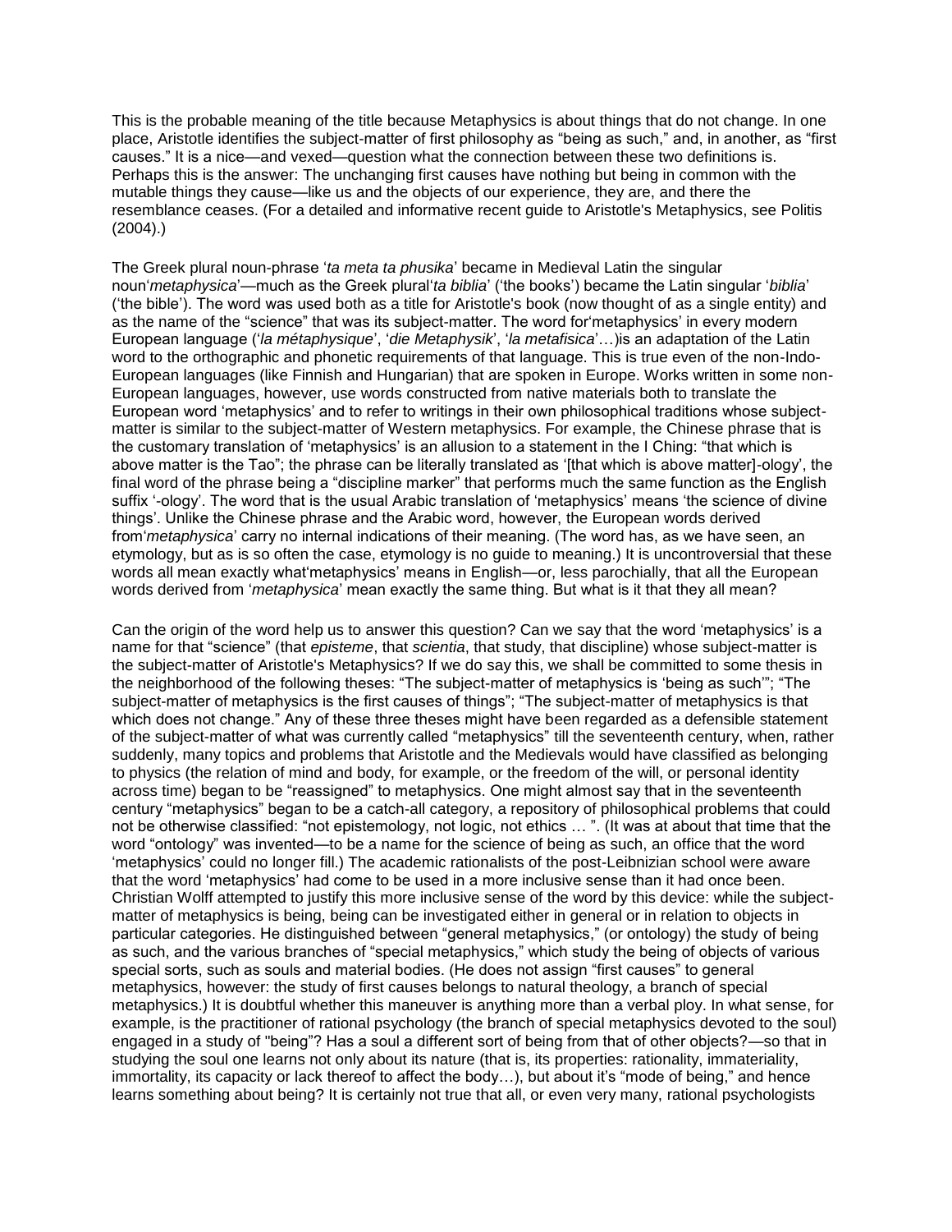This is the probable meaning of the title because Metaphysics is about things that do not change. In one place, Aristotle identifies the subject-matter of first philosophy as "being as such," and, in another, as "first causes." It is a nice—and vexed—question what the connection between these two definitions is. Perhaps this is the answer: The unchanging first causes have nothing but being in common with the mutable things they cause—like us and the objects of our experience, they are, and there the resemblance ceases. (For a detailed and informative recent guide to Aristotle's Metaphysics, see Politis (2004).)

The Greek plural noun-phrase '*ta meta ta phusika*' became in Medieval Latin the singular noun'*metaphysica*'—much as the Greek plural'*ta biblia*' ('the books') became the Latin singular '*biblia*' ('the bible'). The word was used both as a title for Aristotle's book (now thought of as a single entity) and as the name of the "science" that was its subject-matter. The word for'metaphysics' in every modern European language ('*la métaphysique*', '*die Metaphysik*', '*la metafisica*'…)is an adaptation of the Latin word to the orthographic and phonetic requirements of that language. This is true even of the non-Indo-European languages (like Finnish and Hungarian) that are spoken in Europe. Works written in some non-European languages, however, use words constructed from native materials both to translate the European word 'metaphysics' and to refer to writings in their own philosophical traditions whose subject-matter is similar to the subject-matter of Western metaphysics. For example, the Chinese phrase that is the customary translation of 'metaphysics' is an allusion to a statement in the I Ching: "that which is above matter is the Tao"; the phrase can be literally translated as '[that which is above matter]-ology', the final word of the phrase being a "discipline marker" that performs much the same function as the English suffix '-ology'. The word that is the usual Arabic translation of 'metaphysics' means 'the science of divine things'. Unlike the Chinese phrase and the Arabic word, however, the European words derived from'*metaphysica*' carry no internal indications of their meaning. (The word has, as we have seen, an etymology, but as is so often the case, etymology is no guide to meaning.) It is uncontroversial that these words all mean exactly what'metaphysics' means in English—or, less parochially, that all the European words derived from '*metaphysica*' mean exactly the same thing. But what is it that they all mean?

Can the origin of the word help us to answer this question? Can we say that the word 'metaphysics' is a name for that "science" (that *episteme*, that *scientia*, that study, that discipline) whose subject-matter is the subject-matter of Aristotle's Metaphysics? If we do say this, we shall be committed to some thesis in the neighborhood of the following theses: "The subject-matter of metaphysics is 'being as such'"; "The subject-matter of metaphysics is the first causes of things"; "The subject-matter of metaphysics is that which does not change." Any of these three theses might have been regarded as a defensible statement of the subject-matter of what was currently called "metaphysics" till the seventeenth century, when, rather suddenly, many topics and problems that Aristotle and the Medievals would have classified as belonging to physics (the relation of mind and body, for example, or the freedom of the will, or personal identity across time) began to be "reassigned" to metaphysics. One might almost say that in the seventeenth century "metaphysics" began to be a catch-all category, a repository of philosophical problems that could not be otherwise classified: "not epistemology, not logic, not ethics … ". (It was at about that time that the word "ontology" was invented—to be a name for the science of being as such, an office that the word 'metaphysics' could no longer fill.) The academic rationalists of the post-Leibnizian school were aware that the word 'metaphysics' had come to be used in a more inclusive sense than it had once been. Christian Wolff attempted to justify this more inclusive sense of the word by this device: while the subject-matter of metaphysics is being, being can be investigated either in general or in relation to objects in particular categories. He distinguished between "general metaphysics," (or ontology) the study of being as such, and the various branches of "special metaphysics," which study the being of objects of various special sorts, such as souls and material bodies. (He does not assign "first causes" to general metaphysics, however: the study of first causes belongs to natural theology, a branch of special metaphysics.) It is doubtful whether this maneuver is anything more than a verbal ploy. In what sense, for example, is the practitioner of rational psychology (the branch of special metaphysics devoted to the soul) engaged in a study of "being"? Has a soul a different sort of being from that of other objects?—so that in studying the soul one learns not only about its nature (that is, its properties: rationality, immateriality, immortality, its capacity or lack thereof to affect the body…), but about it's "mode of being," and hence learns something about being? It is certainly not true that all, or even very many, rational psychologists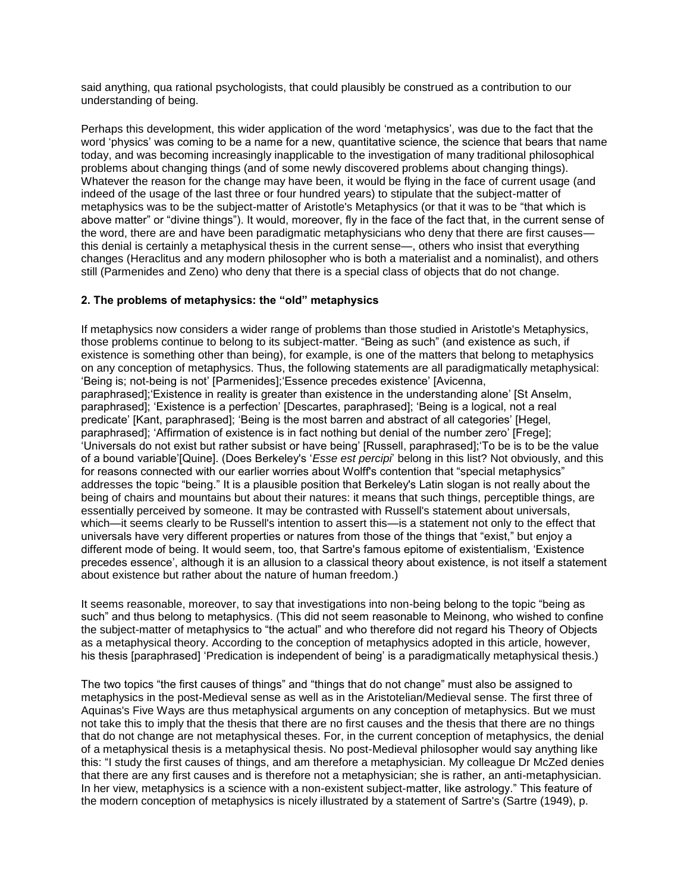said anything, qua rational psychologists, that could plausibly be construed as a contribution to our understanding of being.

Perhaps this development, this wider application of the word ‘metaphysics’, was due to the fact that the word ‘physics’ was coming to be a name for a new, quantitative science, the science that bears that name today, and was becoming increasingly inapplicable to the investigation of many traditional philosophical problems about changing things (and of some newly discovered problems about changing things). Whatever the reason for the change may have been, it would be flying in the face of current usage (and indeed of the usage of the last three or four hundred years) to stipulate that the subject-matter of metaphysics was to be the subject-matter of Aristotle's Metaphysics (or that it was to be “that which is above matter” or “divine things”). It would, moreover, fly in the face of the fact that, in the current sense of the word, there are and have been paradigmatic metaphysicians who deny that there are first causes—this denial is certainly a metaphysical thesis in the current sense—, others who insist that everything changes (Heraclitus and any modern philosopher who is both a materialist and a nominalist), and others still (Parmenides and Zeno) who deny that there is a special class of objects that do not change.

## 2. The problems of metaphysics: the “old” metaphysics

If metaphysics now considers a wider range of problems than those studied in Aristotle's Metaphysics, those problems continue to belong to its subject-matter. “Being as such” (and existence as such, if existence is something other than being), for example, is one of the matters that belong to metaphysics on any conception of metaphysics. Thus, the following statements are all paradigmatically metaphysical: ‘Being is; not-being is not’ [Parmenides];‘Essence precedes existence’ [Avicenna, paraphrased];‘Existence in reality is greater than existence in the understanding alone’ [St Anselm, paraphrased]; ‘Existence is a perfection’ [Descartes, paraphrased]; ‘Being is a logical, not a real predicate’ [Kant, paraphrased]; ‘Being is the most barren and abstract of all categories’ [Hegel, paraphrased]; ‘Affirmation of existence is in fact nothing but denial of the number zero’ [Frege]; ‘Universals do not exist but rather subsist or have being’ [Russell, paraphrased];‘To be is to be the value of a bound variable’[Quine]. (Does Berkeley's ‘*Esse est percipi*’ belong in this list? Not obviously, and this for reasons connected with our earlier worries about Wolff's contention that “special metaphysics” addresses the topic “being.” It is a plausible position that Berkeley's Latin slogan is not really about the being of chairs and mountains but about their natures: it means that such things, perceptible things, are essentially perceived by someone. It may be contrasted with Russell's statement about universals, which—it seems clearly to be Russell's intention to assert this—is a statement not only to the effect that universals have very different properties or natures from those of the things that “exist,” but enjoy a different mode of being. It would seem, too, that Sartre's famous epitome of existentialism, ‘Existence precedes essence’, although it is an allusion to a classical theory about existence, is not itself a statement about existence but rather about the nature of human freedom.)

It seems reasonable, moreover, to say that investigations into non-being belong to the topic “being as such” and thus belong to metaphysics. (This did not seem reasonable to Meinong, who wished to confine the subject-matter of metaphysics to “the actual” and who therefore did not regard his Theory of Objects as a metaphysical theory. According to the conception of metaphysics adopted in this article, however, his thesis [paraphrased] ‘Predication is independent of being’ is a paradigmatically metaphysical thesis.)

The two topics “the first causes of things” and “things that do not change” must also be assigned to metaphysics in the post-Medieval sense as well as in the Aristotelian/Medieval sense. The first three of Aquinas's Five Ways are thus metaphysical arguments on any conception of metaphysics. But we must not take this to imply that the thesis that there are no first causes and the thesis that there are no things that do not change are not metaphysical theses. For, in the current conception of metaphysics, the denial of a metaphysical thesis is a metaphysical thesis. No post-Medieval philosopher would say anything like this: “I study the first causes of things, and am therefore a metaphysician. My colleague Dr McZed denies that there are any first causes and is therefore not a metaphysician; she is rather, an anti-metaphysician. In her view, metaphysics is a science with a non-existent subject-matter, like astrology.” This feature of the modern conception of metaphysics is nicely illustrated by a statement of Sartre's (Sartre (1949), p.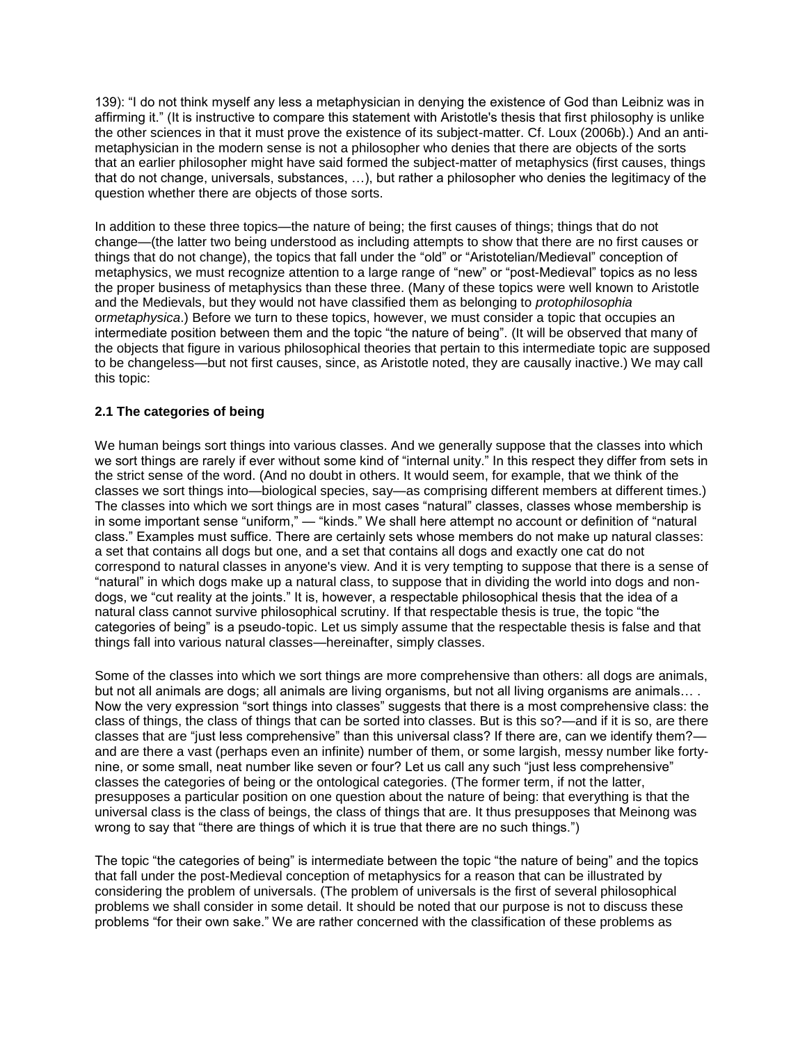139): “I do not think myself any less a metaphysician in denying the existence of God than Leibniz was in affirming it.” (It is instructive to compare this statement with Aristotle's thesis that first philosophy is unlike the other sciences in that it must prove the existence of its subject-matter. Cf. Loux (2006b).) And an anti-metaphysician in the modern sense is not a philosopher who denies that there are objects of the sorts that an earlier philosopher might have said formed the subject-matter of metaphysics (first causes, things that do not change, universals, substances, …), but rather a philosopher who denies the legitimacy of the question whether there are objects of those sorts.

In addition to these three topics—the nature of being; the first causes of things; things that do not change—(the latter two being understood as including attempts to show that there are no first causes or things that do not change), the topics that fall under the “old” or “Aristotelian/Medieval” conception of metaphysics, we must recognize attention to a large range of “new” or “post-Medieval” topics as no less the proper business of metaphysics than these three. (Many of these topics were well known to Aristotle and the Medievals, but they would not have classified them as belonging to *protophilosophia* or*metaphysica*.) Before we turn to these topics, however, we must consider a topic that occupies an intermediate position between them and the topic “the nature of being”. (It will be observed that many of the objects that figure in various philosophical theories that pertain to this intermediate topic are supposed to be changeless—but not first causes, since, as Aristotle noted, they are causally inactive.) We may call this topic:

### 2.1 The categories of being

We human beings sort things into various classes. And we generally suppose that the classes into which we sort things are rarely if ever without some kind of “internal unity.” In this respect they differ from sets in the strict sense of the word. (And no doubt in others. It would seem, for example, that we think of the classes we sort things into—biological species, say—as comprising different members at different times.) The classes into which we sort things are in most cases “natural” classes, classes whose membership is in some important sense “uniform,” — “kinds.” We shall here attempt no account or definition of “natural class.” Examples must suffice. There are certainly sets whose members do not make up natural classes: a set that contains all dogs but one, and a set that contains all dogs and exactly one cat do not correspond to natural classes in anyone's view. And it is very tempting to suppose that there is a sense of “natural” in which dogs make up a natural class, to suppose that in dividing the world into dogs and non-dogs, we “cut reality at the joints.” It is, however, a respectable philosophical thesis that the idea of a natural class cannot survive philosophical scrutiny. If that respectable thesis is true, the topic “the categories of being” is a pseudo-topic. Let us simply assume that the respectable thesis is false and that things fall into various natural classes—hereinafter, simply classes.

Some of the classes into which we sort things are more comprehensive than others: all dogs are animals, but not all animals are dogs; all animals are living organisms, but not all living organisms are animals… . Now the very expression “sort things into classes” suggests that there is a most comprehensive class: the class of things, the class of things that can be sorted into classes. But is this so?—and if it is so, are there classes that are “just less comprehensive” than this universal class? If there are, can we identify them?—and are there a vast (perhaps even an infinite) number of them, or some largish, messy number like forty-nine, or some small, neat number like seven or four? Let us call any such “just less comprehensive” classes the categories of being or the ontological categories. (The former term, if not the latter, presupposes a particular position on one question about the nature of being: that everything is that the universal class is the class of beings, the class of things that are. It thus presupposes that Meinong was wrong to say that “there are things of which it is true that there are no such things.”)

The topic “the categories of being” is intermediate between the topic “the nature of being” and the topics that fall under the post-Medieval conception of metaphysics for a reason that can be illustrated by considering the problem of universals. (The problem of universals is the first of several philosophical problems we shall consider in some detail. It should be noted that our purpose is not to discuss these problems “for their own sake.” We are rather concerned with the classification of these problems as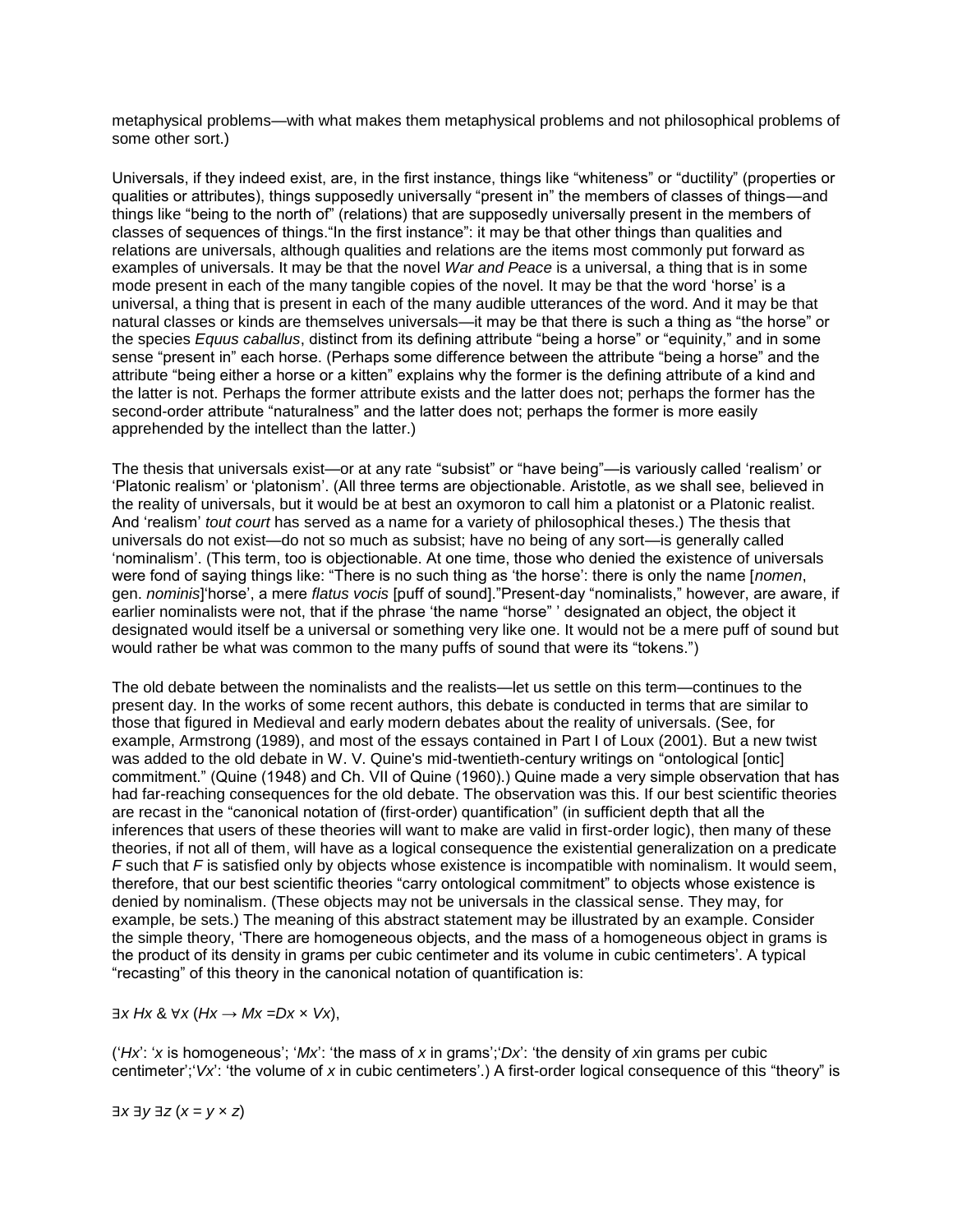metaphysical problems—with what makes them metaphysical problems and not philosophical problems of some other sort.)

Universals, if they indeed exist, are, in the first instance, things like "whiteness" or "ductility" (properties or qualities or attributes), things supposedly universally "present in" the members of classes of things—and things like "being to the north of" (relations) that are supposedly universally present in the members of classes of sequences of things."In the first instance": it may be that other things than qualities and relations are universals, although qualities and relations are the items most commonly put forward as examples of universals. It may be that the novel *War and Peace* is a universal, a thing that is in some mode present in each of the many tangible copies of the novel. It may be that the word 'horse' is a universal, a thing that is present in each of the many audible utterances of the word. And it may be that natural classes or kinds are themselves universals—it may be that there is such a thing as "the horse" or the species *Equus caballus*, distinct from its defining attribute "being a horse" or "equinity," and in some sense "present in" each horse. (Perhaps some difference between the attribute "being a horse" and the attribute "being either a horse or a kitten" explains why the former is the defining attribute of a kind and the latter is not. Perhaps the former attribute exists and the latter does not; perhaps the former has the second-order attribute "naturalness" and the latter does not; perhaps the former is more easily apprehended by the intellect than the latter.)

The thesis that universals exist—or at any rate "subsist" or "have being"—is variously called 'realism' or 'Platonic realism' or 'platonism'. (All three terms are objectionable. Aristotle, as we shall see, believed in the reality of universals, but it would be at best an oxymoron to call him a platonist or a Platonic realist. And 'realism' *tout court* has served as a name for a variety of philosophical theses.) The thesis that universals do not exist—do not so much as subsist; have no being of any sort—is generally called 'nominalism'. (This term, too is objectionable. At one time, those who denied the existence of universals were fond of saying things like: "There is no such thing as 'the horse': there is only the name [*nomen*, gen. *nominis*]'horse', a mere *flatus vocis* [puff of sound]."Present-day "nominalists," however, are aware, if earlier nominalists were not, that if the phrase 'the name "horse" ' designated an object, the object it designated would itself be a universal or something very like one. It would not be a mere puff of sound but would rather be what was common to the many puffs of sound that were its "tokens.")

The old debate between the nominalists and the realists—let us settle on this term—continues to the present day. In the works of some recent authors, this debate is conducted in terms that are similar to those that figured in Medieval and early modern debates about the reality of universals. (See, for example, Armstrong (1989), and most of the essays contained in Part I of Loux (2001). But a new twist was added to the old debate in W. V. Quine's mid-twentieth-century writings on "ontological [ontic] commitment." (Quine (1948) and Ch. VII of Quine (1960).) Quine made a very simple observation that has had far-reaching consequences for the old debate. The observation was this. If our best scientific theories are recast in the "canonical notation of (first-order) quantification" (in sufficient depth that all the inferences that users of these theories will want to make are valid in first-order logic), then many of these theories, if not all of them, will have as a logical consequence the existential generalization on a predicate $F$ such that $F$ is satisfied only by objects whose existence is incompatible with nominalism. It would seem, therefore, that our best scientific theories "carry ontological commitment" to objects whose existence is denied by nominalism. (These objects may not be universals in the classical sense. They may, for example, be sets.) The meaning of this abstract statement may be illustrated by an example. Consider the simple theory, 'There are homogeneous objects, and the mass of a homogeneous object in grams is the product of its density in grams per cubic centimeter and its volume in cubic centimeters'. A typical "recasting" of this theory in the canonical notation of quantification is:

$$\exists x\, Hx \;\&\; \forall x\, (Hx \rightarrow Mx = Dx \times Vx),$$

('$Hx$': '$x$ is homogeneous'; '$Mx$': 'the mass of $x$ in grams';'$Dx$': 'the density of $x$in grams per cubic centimeter';'$Vx$': 'the volume of $x$ in cubic centimeters'.) A first-order logical consequence of this "theory" is

$$\exists x\, \exists y\, \exists z\, (x = y \times z)$$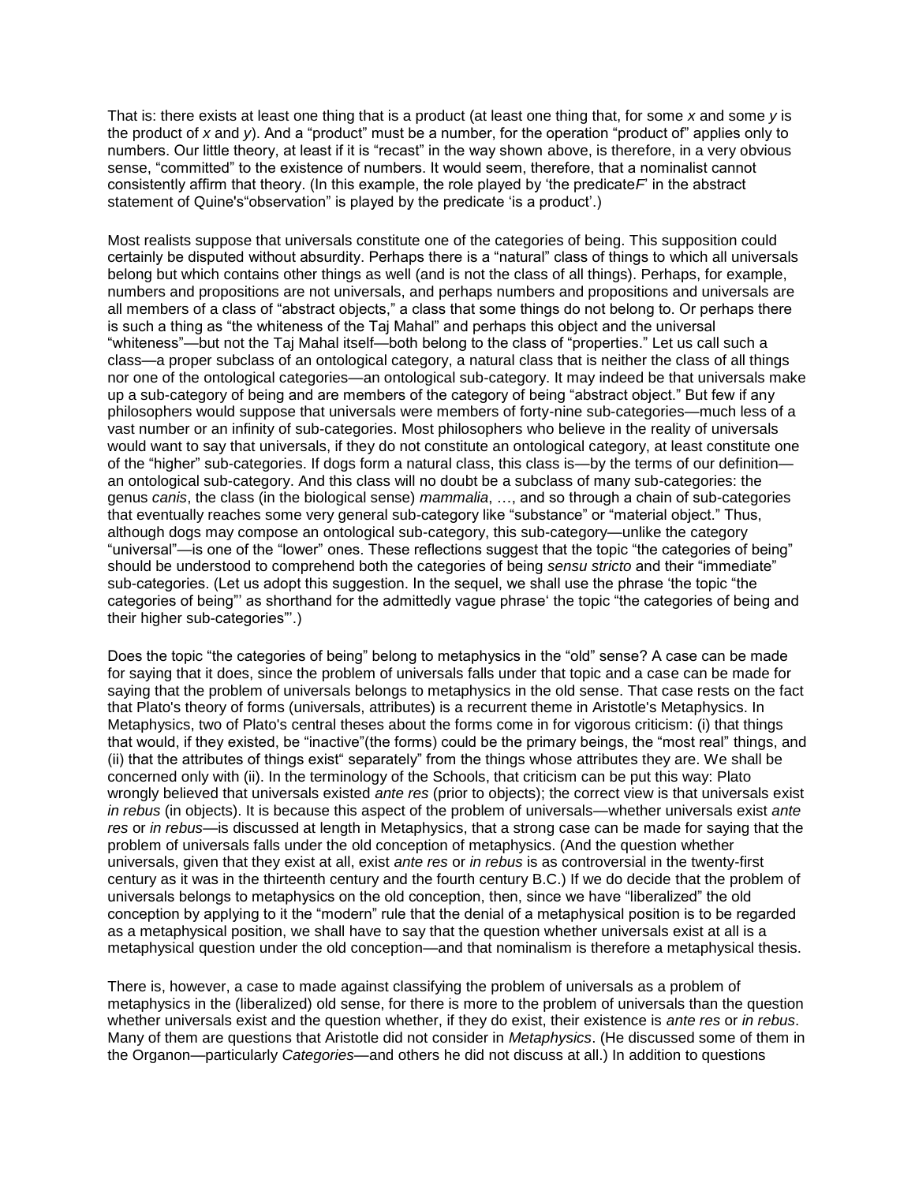That is: there exists at least one thing that is a product (at least one thing that, for some *x* and some *y* is the product of *x* and *y*). And a "product" must be a number, for the operation "product of" applies only to numbers. Our little theory, at least if it is "recast" in the way shown above, is therefore, in a very obvious sense, "committed" to the existence of numbers. It would seem, therefore, that a nominalist cannot consistently affirm that theory. (In this example, the role played by 'the predicate*F*' in the abstract statement of Quine's"observation" is played by the predicate 'is a product'.)

Most realists suppose that universals constitute one of the categories of being. This supposition could certainly be disputed without absurdity. Perhaps there is a "natural" class of things to which all universals belong but which contains other things as well (and is not the class of all things). Perhaps, for example, numbers and propositions are not universals, and perhaps numbers and propositions and universals are all members of a class of "abstract objects," a class that some things do not belong to. Or perhaps there is such a thing as "the whiteness of the Taj Mahal" and perhaps this object and the universal "whiteness"—but not the Taj Mahal itself—both belong to the class of "properties." Let us call such a class—a proper subclass of an ontological category, a natural class that is neither the class of all things nor one of the ontological categories—an ontological sub-category. It may indeed be that universals make up a sub-category of being and are members of the category of being "abstract object." But few if any philosophers would suppose that universals were members of forty-nine sub-categories—much less of a vast number or an infinity of sub-categories. Most philosophers who believe in the reality of universals would want to say that universals, if they do not constitute an ontological category, at least constitute one of the "higher" sub-categories. If dogs form a natural class, this class is—by the terms of our definition—an ontological sub-category. And this class will no doubt be a subclass of many sub-categories: the genus *canis*, the class (in the biological sense) *mammalia*, …, and so through a chain of sub-categories that eventually reaches some very general sub-category like "substance" or "material object." Thus, although dogs may compose an ontological sub-category, this sub-category—unlike the category "universal"—is one of the "lower" ones. These reflections suggest that the topic "the categories of being" should be understood to comprehend both the categories of being *sensu stricto* and their "immediate" sub-categories. (Let us adopt this suggestion. In the sequel, we shall use the phrase 'the topic "the categories of being"' as shorthand for the admittedly vague phrase' the topic "the categories of being and their higher sub-categories"'.)

Does the topic "the categories of being" belong to metaphysics in the "old" sense? A case can be made for saying that it does, since the problem of universals falls under that topic and a case can be made for saying that the problem of universals belongs to metaphysics in the old sense. That case rests on the fact that Plato's theory of forms (universals, attributes) is a recurrent theme in Aristotle's Metaphysics. In Metaphysics, two of Plato's central theses about the forms come in for vigorous criticism: (i) that things that would, if they existed, be "inactive"(the forms) could be the primary beings, the "most real" things, and (ii) that the attributes of things exist" separately" from the things whose attributes they are. We shall be concerned only with (ii). In the terminology of the Schools, that criticism can be put this way: Plato wrongly believed that universals existed *ante res* (prior to objects); the correct view is that universals exist *in rebus* (in objects). It is because this aspect of the problem of universals—whether universals exist *ante res* or *in rebus*—is discussed at length in Metaphysics, that a strong case can be made for saying that the problem of universals falls under the old conception of metaphysics. (And the question whether universals, given that they exist at all, exist *ante res* or *in rebus* is as controversial in the twenty-first century as it was in the thirteenth century and the fourth century B.C.) If we do decide that the problem of universals belongs to metaphysics on the old conception, then, since we have "liberalized" the old conception by applying to it the "modern" rule that the denial of a metaphysical position is to be regarded as a metaphysical position, we shall have to say that the question whether universals exist at all is a metaphysical question under the old conception—and that nominalism is therefore a metaphysical thesis.

There is, however, a case to made against classifying the problem of universals as a problem of metaphysics in the (liberalized) old sense, for there is more to the problem of universals than the question whether universals exist and the question whether, if they do exist, their existence is *ante res* or *in rebus*. Many of them are questions that Aristotle did not consider in *Metaphysics*. (He discussed some of them in the Organon—particularly *Categories*—and others he did not discuss at all.) In addition to questions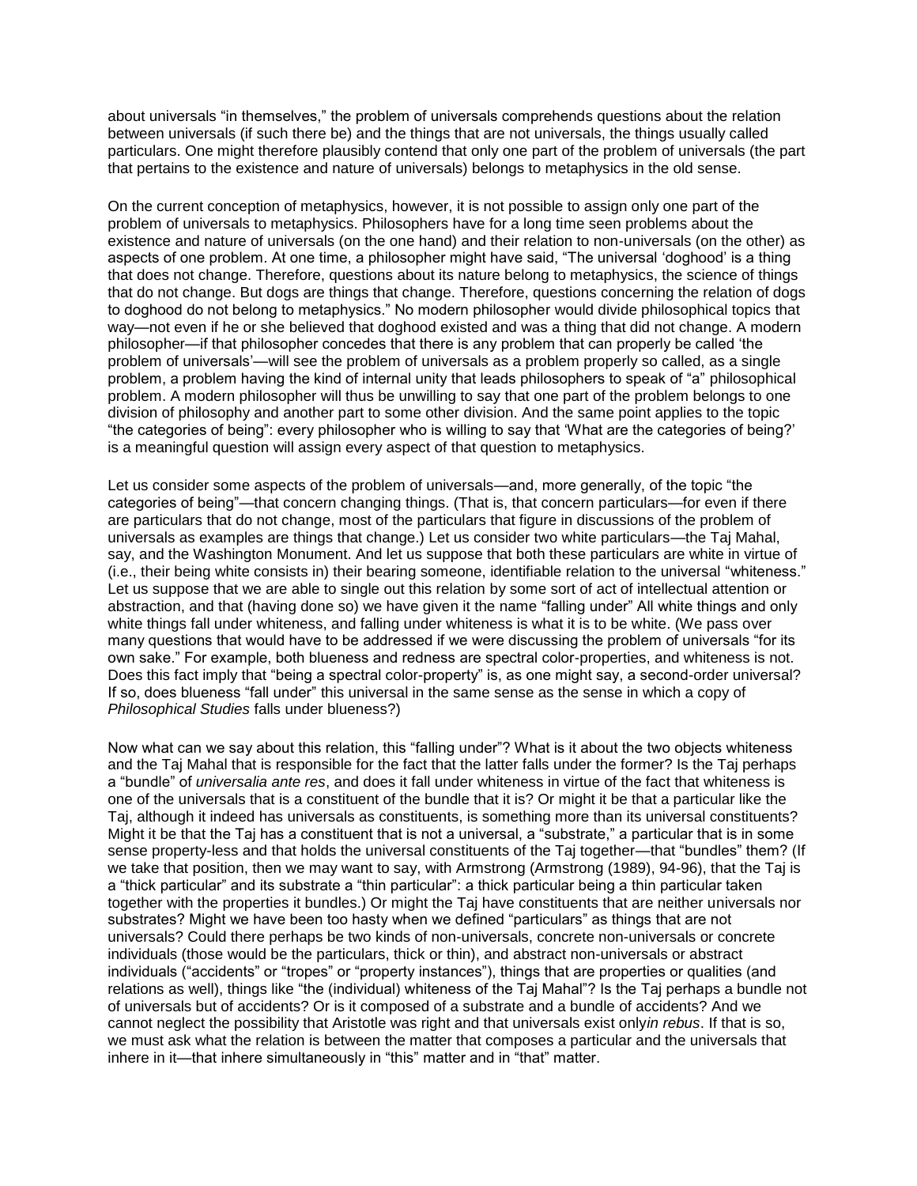about universals "in themselves," the problem of universals comprehends questions about the relation between universals (if such there be) and the things that are not universals, the things usually called particulars. One might therefore plausibly contend that only one part of the problem of universals (the part that pertains to the existence and nature of universals) belongs to metaphysics in the old sense.

On the current conception of metaphysics, however, it is not possible to assign only one part of the problem of universals to metaphysics. Philosophers have for a long time seen problems about the existence and nature of universals (on the one hand) and their relation to non-universals (on the other) as aspects of one problem. At one time, a philosopher might have said, "The universal 'doghood' is a thing that does not change. Therefore, questions about its nature belong to metaphysics, the science of things that do not change. But dogs are things that change. Therefore, questions concerning the relation of dogs to doghood do not belong to metaphysics." No modern philosopher would divide philosophical topics that way—not even if he or she believed that doghood existed and was a thing that did not change. A modern philosopher—if that philosopher concedes that there is any problem that can properly be called 'the problem of universals'—will see the problem of universals as a problem properly so called, as a single problem, a problem having the kind of internal unity that leads philosophers to speak of "a" philosophical problem. A modern philosopher will thus be unwilling to say that one part of the problem belongs to one division of philosophy and another part to some other division. And the same point applies to the topic "the categories of being": every philosopher who is willing to say that 'What are the categories of being?' is a meaningful question will assign every aspect of that question to metaphysics.

Let us consider some aspects of the problem of universals—and, more generally, of the topic "the categories of being"—that concern changing things. (That is, that concern particulars—for even if there are particulars that do not change, most of the particulars that figure in discussions of the problem of universals as examples are things that change.) Let us consider two white particulars—the Taj Mahal, say, and the Washington Monument. And let us suppose that both these particulars are white in virtue of (i.e., their being white consists in) their bearing someone, identifiable relation to the universal "whiteness." Let us suppose that we are able to single out this relation by some sort of act of intellectual attention or abstraction, and that (having done so) we have given it the name "falling under" All white things and only white things fall under whiteness, and falling under whiteness is what it is to be white. (We pass over many questions that would have to be addressed if we were discussing the problem of universals "for its own sake." For example, both blueness and redness are spectral color-properties, and whiteness is not. Does this fact imply that "being a spectral color-property" is, as one might say, a second-order universal? If so, does blueness "fall under" this universal in the same sense as the sense in which a copy of *Philosophical Studies* falls under blueness?)

Now what can we say about this relation, this "falling under"? What is it about the two objects whiteness and the Taj Mahal that is responsible for the fact that the latter falls under the former? Is the Taj perhaps a "bundle" of *universalia ante res*, and does it fall under whiteness in virtue of the fact that whiteness is one of the universals that is a constituent of the bundle that it is? Or might it be that a particular like the Taj, although it indeed has universals as constituents, is something more than its universal constituents? Might it be that the Taj has a constituent that is not a universal, a "substrate," a particular that is in some sense property-less and that holds the universal constituents of the Taj together—that "bundles" them? (If we take that position, then we may want to say, with Armstrong (Armstrong (1989), 94-96), that the Taj is a "thick particular" and its substrate a "thin particular": a thick particular being a thin particular taken together with the properties it bundles.) Or might the Taj have constituents that are neither universals nor substrates? Might we have been too hasty when we defined "particulars" as things that are not universals? Could there perhaps be two kinds of non-universals, concrete non-universals or concrete individuals (those would be the particulars, thick or thin), and abstract non-universals or abstract individuals ("accidents" or "tropes" or "property instances"), things that are properties or qualities (and relations as well), things like "the (individual) whiteness of the Taj Mahal"? Is the Taj perhaps a bundle not of universals but of accidents? Or is it composed of a substrate and a bundle of accidents? And we cannot neglect the possibility that Aristotle was right and that universals exist only*in rebus*. If that is so, we must ask what the relation is between the matter that composes a particular and the universals that inhere in it—that inhere simultaneously in "this" matter and in "that" matter.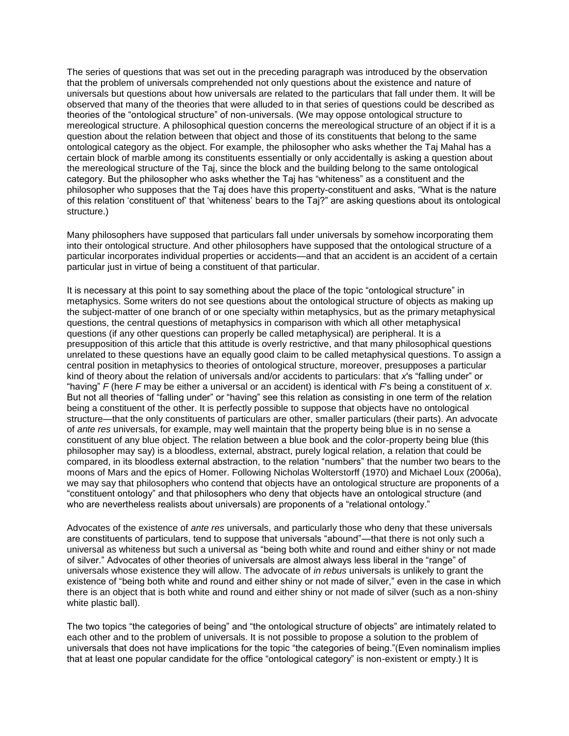The series of questions that was set out in the preceding paragraph was introduced by the observation that the problem of universals comprehended not only questions about the existence and nature of universals but questions about how universals are related to the particulars that fall under them. It will be observed that many of the theories that were alluded to in that series of questions could be described as theories of the "ontological structure" of non-universals. (We may oppose ontological structure to mereological structure. A philosophical question concerns the mereological structure of an object if it is a question about the relation between that object and those of its constituents that belong to the same ontological category as the object. For example, the philosopher who asks whether the Taj Mahal has a certain block of marble among its constituents essentially or only accidentally is asking a question about the mereological structure of the Taj, since the block and the building belong to the same ontological category. But the philosopher who asks whether the Taj has "whiteness" as a constituent and the philosopher who supposes that the Taj does have this property-constituent and asks, "What is the nature of this relation 'constituent of' that 'whiteness' bears to the Taj?" are asking questions about its ontological structure.)

Many philosophers have supposed that particulars fall under universals by somehow incorporating them into their ontological structure. And other philosophers have supposed that the ontological structure of a particular incorporates individual properties or accidents—and that an accident is an accident of a certain particular just in virtue of being a constituent of that particular.

It is necessary at this point to say something about the place of the topic "ontological structure" in metaphysics. Some writers do not see questions about the ontological structure of objects as making up the subject-matter of one branch of or one specialty within metaphysics, but as the primary metaphysical questions, the central questions of metaphysics in comparison with which all other metaphysical questions (if any other questions can properly be called metaphysical) are peripheral. It is a presupposition of this article that this attitude is overly restrictive, and that many philosophical questions unrelated to these questions have an equally good claim to be called metaphysical questions. To assign a central position in metaphysics to theories of ontological structure, moreover, presupposes a particular kind of theory about the relation of universals and/or accidents to particulars: that *x*'s "falling under" or "having" *F* (here *F* may be either a universal or an accident) is identical with *F*'s being a constituent of *x*. But not all theories of "falling under" or "having" see this relation as consisting in one term of the relation being a constituent of the other. It is perfectly possible to suppose that objects have no ontological structure—that the only constituents of particulars are other, smaller particulars (their parts). An advocate of *ante res* universals, for example, may well maintain that the property being blue is in no sense a constituent of any blue object. The relation between a blue book and the color-property being blue (this philosopher may say) is a bloodless, external, abstract, purely logical relation, a relation that could be compared, in its bloodless external abstraction, to the relation "numbers" that the number two bears to the moons of Mars and the epics of Homer. Following Nicholas Wolterstorff (1970) and Michael Loux (2006a), we may say that philosophers who contend that objects have an ontological structure are proponents of a "constituent ontology" and that philosophers who deny that objects have an ontological structure (and who are nevertheless realists about universals) are proponents of a "relational ontology."

Advocates of the existence of *ante res* universals, and particularly those who deny that these universals are constituents of particulars, tend to suppose that universals "abound"—that there is not only such a universal as whiteness but such a universal as "being both white and round and either shiny or not made of silver." Advocates of other theories of universals are almost always less liberal in the "range" of universals whose existence they will allow. The advocate of *in rebus* universals is unlikely to grant the existence of "being both white and round and either shiny or not made of silver," even in the case in which there is an object that is both white and round and either shiny or not made of silver (such as a non-shiny white plastic ball).

The two topics "the categories of being" and "the ontological structure of objects" are intimately related to each other and to the problem of universals. It is not possible to propose a solution to the problem of universals that does not have implications for the topic "the categories of being."(Even nominalism implies that at least one popular candidate for the office "ontological category" is non-existent or empty.) It is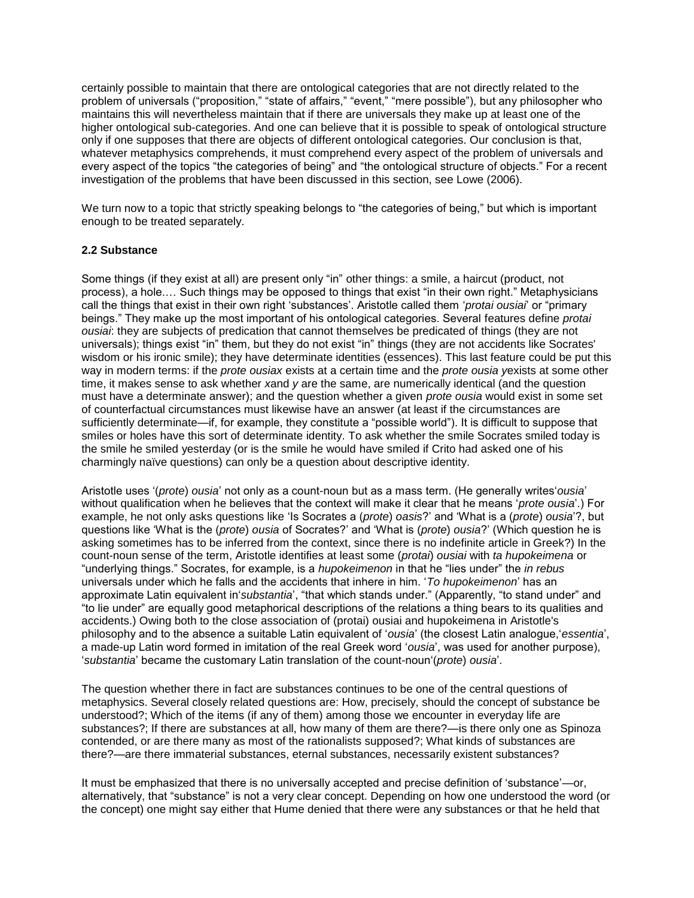certainly possible to maintain that there are ontological categories that are not directly related to the problem of universals ("proposition," "state of affairs," "event," "mere possible"), but any philosopher who maintains this will nevertheless maintain that if there are universals they make up at least one of the higher ontological sub-categories. And one can believe that it is possible to speak of ontological structure only if one supposes that there are objects of different ontological categories. Our conclusion is that, whatever metaphysics comprehends, it must comprehend every aspect of the problem of universals and every aspect of the topics "the categories of being" and "the ontological structure of objects." For a recent investigation of the problems that have been discussed in this section, see Lowe (2006).

We turn now to a topic that strictly speaking belongs to "the categories of being," but which is important enough to be treated separately.

### 2.2 Substance

Some things (if they exist at all) are present only "in" other things: a smile, a haircut (product, not process), a hole.… Such things may be opposed to things that exist "in their own right." Metaphysicians call the things that exist in their own right 'substances'. Aristotle called them '*protai ousiai*' or "primary beings." They make up the most important of his ontological categories. Several features define *protai ousiai*: they are subjects of predication that cannot themselves be predicated of things (they are not universals); things exist "in" them, but they do not exist "in" things (they are not accidents like Socrates' wisdom or his ironic smile); they have determinate identities (essences). This last feature could be put this way in modern terms: if the *prote ousiax* exists at a certain time and the *prote ousia y*exists at some other time, it makes sense to ask whether *x*and *y* are the same, are numerically identical (and the question must have a determinate answer); and the question whether a given *prote ousia* would exist in some set of counterfactual circumstances must likewise have an answer (at least if the circumstances are sufficiently determinate—if, for example, they constitute a "possible world"). It is difficult to suppose that smiles or holes have this sort of determinate identity. To ask whether the smile Socrates smiled today is the smile he smiled yesterday (or is the smile he would have smiled if Crito had asked one of his charmingly naïve questions) can only be a question about descriptive identity.

Aristotle uses '(*prote*) *ousia*' not only as a count-noun but as a mass term. (He generally writes'*ousia*' without qualification when he believes that the context will make it clear that he means '*prote ousia*'.) For example, he not only asks questions like 'Is Socrates a (*prote*) *oasis*?' and 'What is a (*prote*) *ousia*'?, but questions like 'What is the (*prote*) *ousia* of Socrates?' and 'What is (*prote*) *ousia*?' (Which question he is asking sometimes has to be inferred from the context, since there is no indefinite article in Greek?) In the count-noun sense of the term, Aristotle identifies at least some (*protai*) *ousiai* with *ta hupokeimena* or "underlying things." Socrates, for example, is a *hupokeimenon* in that he "lies under" the *in rebus* universals under which he falls and the accidents that inhere in him. '*To hupokeimenon*' has an approximate Latin equivalent in'*substantia*', "that which stands under." (Apparently, "to stand under" and "to lie under" are equally good metaphorical descriptions of the relations a thing bears to its qualities and accidents.) Owing both to the close association of (protai) ousiai and hupokeimena in Aristotle's philosophy and to the absence a suitable Latin equivalent of '*ousia*' (the closest Latin analogue,'*essentia*', a made-up Latin word formed in imitation of the real Greek word '*ousia*', was used for another purpose), '*substantia*' became the customary Latin translation of the count-noun'(*prote*) *ousia*'.

The question whether there in fact are substances continues to be one of the central questions of metaphysics. Several closely related questions are: How, precisely, should the concept of substance be understood?; Which of the items (if any of them) among those we encounter in everyday life are substances?; If there are substances at all, how many of them are there?—is there only one as Spinoza contended, or are there many as most of the rationalists supposed?; What kinds of substances are there?—are there immaterial substances, eternal substances, necessarily existent substances?

It must be emphasized that there is no universally accepted and precise definition of 'substance'—or, alternatively, that "substance" is not a very clear concept. Depending on how one understood the word (or the concept) one might say either that Hume denied that there were any substances or that he held that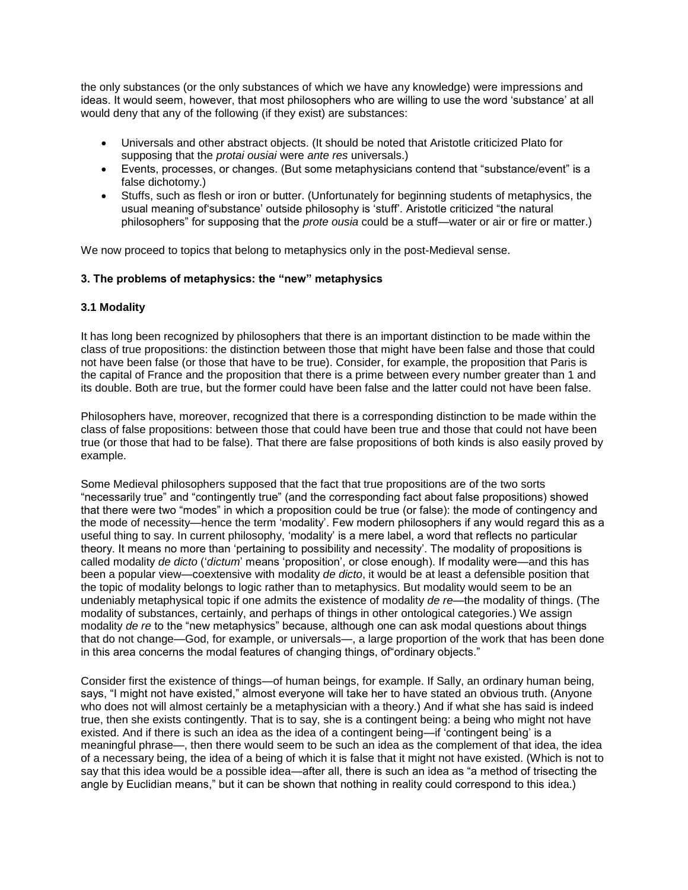the only substances (or the only substances of which we have any knowledge) were impressions and ideas. It would seem, however, that most philosophers who are willing to use the word 'substance' at all would deny that any of the following (if they exist) are substances:

- Universals and other abstract objects. (It should be noted that Aristotle criticized Plato for supposing that the *protai ousiai* were *ante res* universals.)
- Events, processes, or changes. (But some metaphysicians contend that "substance/event" is a false dichotomy.)
- Stuffs, such as flesh or iron or butter. (Unfortunately for beginning students of metaphysics, the usual meaning of'substance' outside philosophy is 'stuff'. Aristotle criticized "the natural philosophers" for supposing that the *prote ousia* could be a stuff—water or air or fire or matter.)

We now proceed to topics that belong to metaphysics only in the post-Medieval sense.

## 3. The problems of metaphysics: the "new" metaphysics

### 3.1 Modality

It has long been recognized by philosophers that there is an important distinction to be made within the class of true propositions: the distinction between those that might have been false and those that could not have been false (or those that have to be true). Consider, for example, the proposition that Paris is the capital of France and the proposition that there is a prime between every number greater than 1 and its double. Both are true, but the former could have been false and the latter could not have been false.

Philosophers have, moreover, recognized that there is a corresponding distinction to be made within the class of false propositions: between those that could have been true and those that could not have been true (or those that had to be false). That there are false propositions of both kinds is also easily proved by example.

Some Medieval philosophers supposed that the fact that true propositions are of the two sorts "necessarily true" and "contingently true" (and the corresponding fact about false propositions) showed that there were two "modes" in which a proposition could be true (or false): the mode of contingency and the mode of necessity—hence the term 'modality'. Few modern philosophers if any would regard this as a useful thing to say. In current philosophy, 'modality' is a mere label, a word that reflects no particular theory. It means no more than 'pertaining to possibility and necessity'. The modality of propositions is called modality *de dicto* ('*dictum*' means 'proposition', or close enough). If modality were—and this has been a popular view—coextensive with modality *de dicto*, it would be at least a defensible position that the topic of modality belongs to logic rather than to metaphysics. But modality would seem to be an undeniably metaphysical topic if one admits the existence of modality *de re*—the modality of things. (The modality of substances, certainly, and perhaps of things in other ontological categories.) We assign modality *de re* to the "new metaphysics" because, although one can ask modal questions about things that do not change—God, for example, or universals—, a large proportion of the work that has been done in this area concerns the modal features of changing things, of"ordinary objects."

Consider first the existence of things—of human beings, for example. If Sally, an ordinary human being, says, "I might not have existed," almost everyone will take her to have stated an obvious truth. (Anyone who does not will almost certainly be a metaphysician with a theory.) And if what she has said is indeed true, then she exists contingently. That is to say, she is a contingent being: a being who might not have existed. And if there is such an idea as the idea of a contingent being—if 'contingent being' is a meaningful phrase—, then there would seem to be such an idea as the complement of that idea, the idea of a necessary being, the idea of a being of which it is false that it might not have existed. (Which is not to say that this idea would be a possible idea—after all, there is such an idea as "a method of trisecting the angle by Euclidian means," but it can be shown that nothing in reality could correspond to this idea.)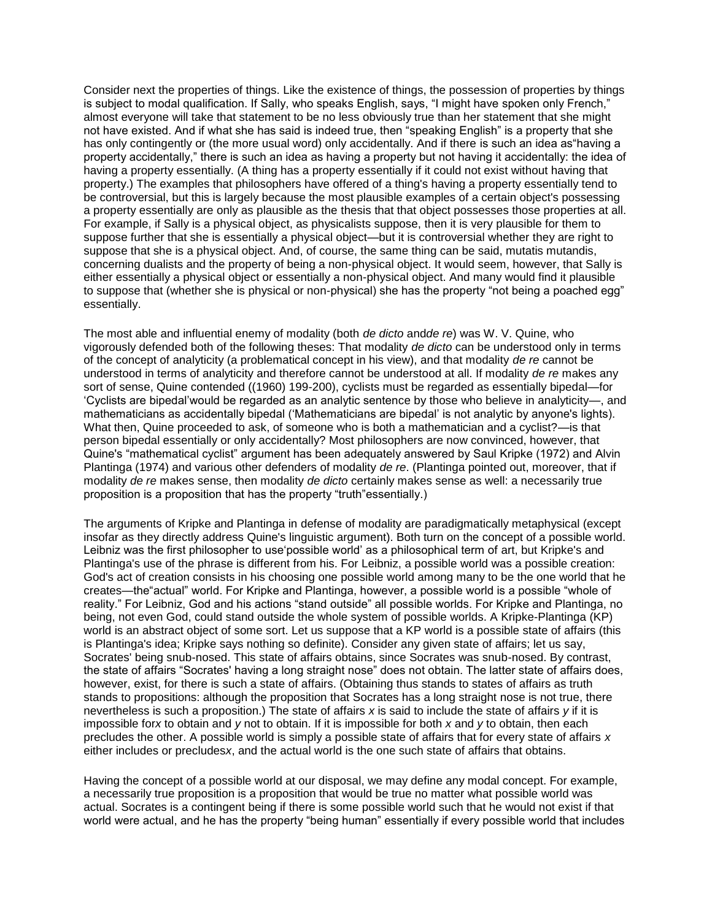Consider next the properties of things. Like the existence of things, the possession of properties by things is subject to modal qualification. If Sally, who speaks English, says, "I might have spoken only French," almost everyone will take that statement to be no less obviously true than her statement that she might not have existed. And if what she has said is indeed true, then "speaking English" is a property that she has only contingently or (the more usual word) only accidentally. And if there is such an idea as"having a property accidentally," there is such an idea as having a property but not having it accidentally: the idea of having a property essentially. (A thing has a property essentially if it could not exist without having that property.) The examples that philosophers have offered of a thing's having a property essentially tend to be controversial, but this is largely because the most plausible examples of a certain object's possessing a property essentially are only as plausible as the thesis that that object possesses those properties at all. For example, if Sally is a physical object, as physicalists suppose, then it is very plausible for them to suppose further that she is essentially a physical object—but it is controversial whether they are right to suppose that she is a physical object. And, of course, the same thing can be said, mutatis mutandis, concerning dualists and the property of being a non-physical object. It would seem, however, that Sally is either essentially a physical object or essentially a non-physical object. And many would find it plausible to suppose that (whether she is physical or non-physical) she has the property "not being a poached egg" essentially.

The most able and influential enemy of modality (both *de dicto* and*de re*) was W. V. Quine, who vigorously defended both of the following theses: That modality *de dicto* can be understood only in terms of the concept of analyticity (a problematical concept in his view), and that modality *de re* cannot be understood in terms of analyticity and therefore cannot be understood at all. If modality *de re* makes any sort of sense, Quine contended ((1960) 199-200), cyclists must be regarded as essentially bipedal—for 'Cyclists are bipedal'would be regarded as an analytic sentence by those who believe in analyticity—, and mathematicians as accidentally bipedal ('Mathematicians are bipedal' is not analytic by anyone's lights). What then, Quine proceeded to ask, of someone who is both a mathematician and a cyclist?—is that person bipedal essentially or only accidentally? Most philosophers are now convinced, however, that Quine's "mathematical cyclist" argument has been adequately answered by Saul Kripke (1972) and Alvin Plantinga (1974) and various other defenders of modality *de re*. (Plantinga pointed out, moreover, that if modality *de re* makes sense, then modality *de dicto* certainly makes sense as well: a necessarily true proposition is a proposition that has the property "truth"essentially.)

The arguments of Kripke and Plantinga in defense of modality are paradigmatically metaphysical (except insofar as they directly address Quine's linguistic argument). Both turn on the concept of a possible world. Leibniz was the first philosopher to use'possible world' as a philosophical term of art, but Kripke's and Plantinga's use of the phrase is different from his. For Leibniz, a possible world was a possible creation: God's act of creation consists in his choosing one possible world among many to be the one world that he creates—the"actual" world. For Kripke and Plantinga, however, a possible world is a possible "whole of reality." For Leibniz, God and his actions "stand outside" all possible worlds. For Kripke and Plantinga, no being, not even God, could stand outside the whole system of possible worlds. A Kripke-Plantinga (KP) world is an abstract object of some sort. Let us suppose that a KP world is a possible state of affairs (this is Plantinga's idea; Kripke says nothing so definite). Consider any given state of affairs; let us say, Socrates' being snub-nosed. This state of affairs obtains, since Socrates was snub-nosed. By contrast, the state of affairs "Socrates' having a long straight nose" does not obtain. The latter state of affairs does, however, exist, for there is such a state of affairs. (Obtaining thus stands to states of affairs as truth stands to propositions: although the proposition that Socrates has a long straight nose is not true, there nevertheless is such a proposition.) The state of affairs *x* is said to include the state of affairs *y* if it is impossible for*x* to obtain and *y* not to obtain. If it is impossible for both *x* and *y* to obtain, then each precludes the other. A possible world is simply a possible state of affairs that for every state of affairs *x* either includes or precludes*x*, and the actual world is the one such state of affairs that obtains.

Having the concept of a possible world at our disposal, we may define any modal concept. For example, a necessarily true proposition is a proposition that would be true no matter what possible world was actual. Socrates is a contingent being if there is some possible world such that he would not exist if that world were actual, and he has the property "being human" essentially if every possible world that includes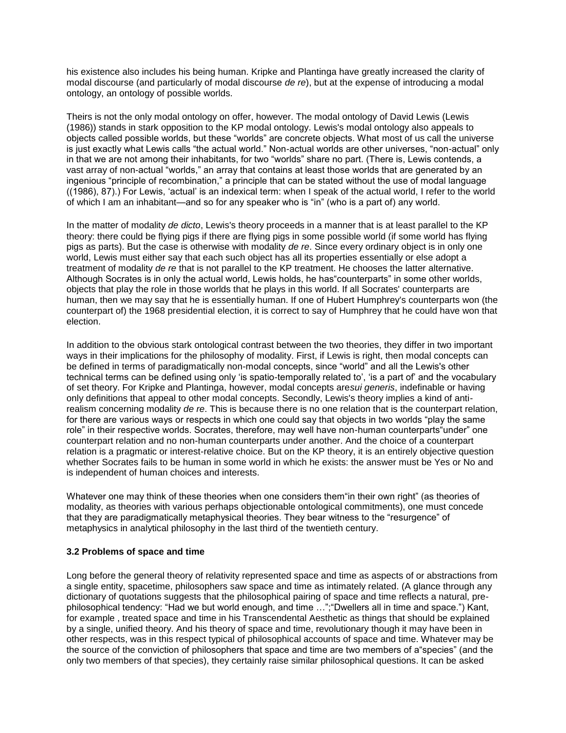his existence also includes his being human. Kripke and Plantinga have greatly increased the clarity of modal discourse (and particularly of modal discourse *de re*), but at the expense of introducing a modal ontology, an ontology of possible worlds.

Theirs is not the only modal ontology on offer, however. The modal ontology of David Lewis (Lewis (1986)) stands in stark opposition to the KP modal ontology. Lewis's modal ontology also appeals to objects called possible worlds, but these "worlds" are concrete objects. What most of us call the universe is just exactly what Lewis calls "the actual world." Non-actual worlds are other universes, "non-actual" only in that we are not among their inhabitants, for two "worlds" share no part. (There is, Lewis contends, a vast array of non-actual "worlds," an array that contains at least those worlds that are generated by an ingenious "principle of recombination," a principle that can be stated without the use of modal language ((1986), 87).) For Lewis, 'actual' is an indexical term: when I speak of the actual world, I refer to the world of which I am an inhabitant—and so for any speaker who is "in" (who is a part of) any world.

In the matter of modality *de dicto*, Lewis's theory proceeds in a manner that is at least parallel to the KP theory: there could be flying pigs if there are flying pigs in some possible world (if some world has flying pigs as parts). But the case is otherwise with modality *de re*. Since every ordinary object is in only one world, Lewis must either say that each such object has all its properties essentially or else adopt a treatment of modality *de re* that is not parallel to the KP treatment. He chooses the latter alternative. Although Socrates is in only the actual world, Lewis holds, he has"counterparts" in some other worlds, objects that play the role in those worlds that he plays in this world. If all Socrates' counterparts are human, then we may say that he is essentially human. If one of Hubert Humphrey's counterparts won (the counterpart of) the 1968 presidential election, it is correct to say of Humphrey that he could have won that election.

In addition to the obvious stark ontological contrast between the two theories, they differ in two important ways in their implications for the philosophy of modality. First, if Lewis is right, then modal concepts can be defined in terms of paradigmatically non-modal concepts, since "world" and all the Lewis's other technical terms can be defined using only 'is spatio-temporally related to', 'is a part of' and the vocabulary of set theory. For Kripke and Plantinga, however, modal concepts are*sui generis*, indefinable or having only definitions that appeal to other modal concepts. Secondly, Lewis's theory implies a kind of anti-realism concerning modality *de re*. This is because there is no one relation that is the counterpart relation, for there are various ways or respects in which one could say that objects in two worlds "play the same role" in their respective worlds. Socrates, therefore, may well have non-human counterparts"under" one counterpart relation and no non-human counterparts under another. And the choice of a counterpart relation is a pragmatic or interest-relative choice. But on the KP theory, it is an entirely objective question whether Socrates fails to be human in some world in which he exists: the answer must be Yes or No and is independent of human choices and interests.

Whatever one may think of these theories when one considers them"in their own right" (as theories of modality, as theories with various perhaps objectionable ontological commitments), one must concede that they are paradigmatically metaphysical theories. They bear witness to the "resurgence" of metaphysics in analytical philosophy in the last third of the twentieth century.

### 3.2 Problems of space and time

Long before the general theory of relativity represented space and time as aspects of or abstractions from a single entity, spacetime, philosophers saw space and time as intimately related. (A glance through any dictionary of quotations suggests that the philosophical pairing of space and time reflects a natural, pre-philosophical tendency: "Had we but world enough, and time …";"Dwellers all in time and space.") Kant, for example , treated space and time in his Transcendental Aesthetic as things that should be explained by a single, unified theory. And his theory of space and time, revolutionary though it may have been in other respects, was in this respect typical of philosophical accounts of space and time. Whatever may be the source of the conviction of philosophers that space and time are two members of a"species" (and the only two members of that species), they certainly raise similar philosophical questions. It can be asked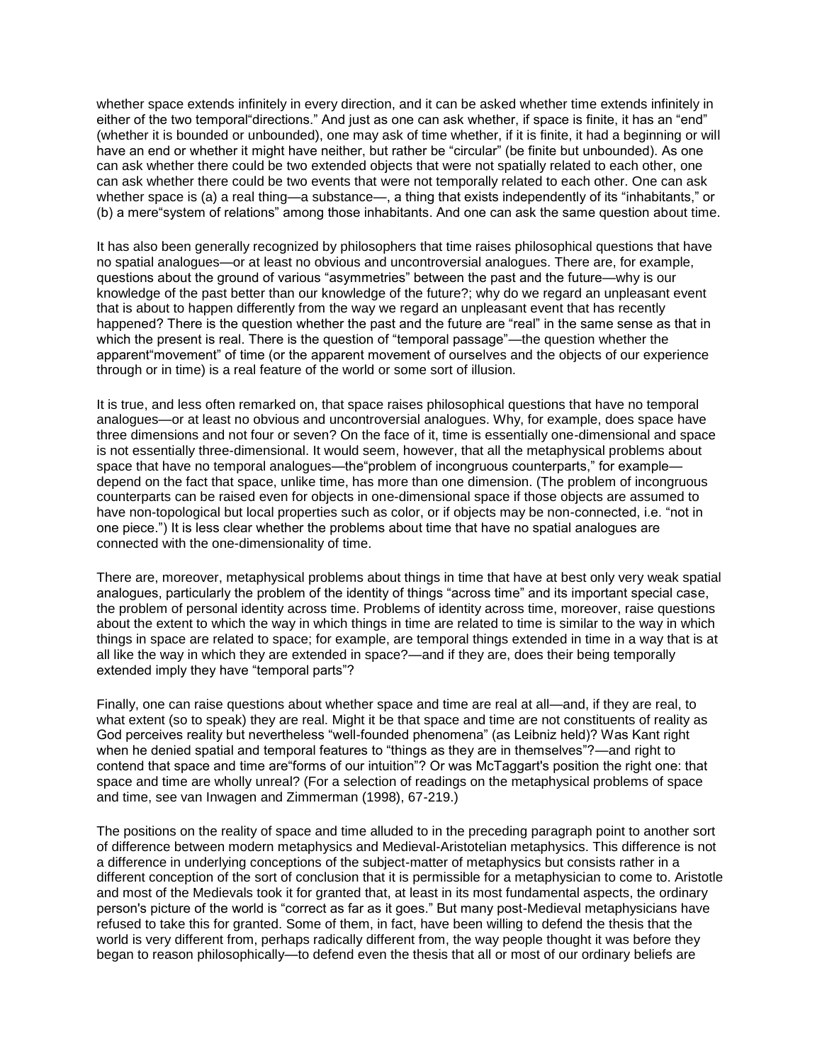whether space extends infinitely in every direction, and it can be asked whether time extends infinitely in either of the two temporal"directions." And just as one can ask whether, if space is finite, it has an "end" (whether it is bounded or unbounded), one may ask of time whether, if it is finite, it had a beginning or will have an end or whether it might have neither, but rather be "circular" (be finite but unbounded). As one can ask whether there could be two extended objects that were not spatially related to each other, one can ask whether there could be two events that were not temporally related to each other. One can ask whether space is (a) a real thing—a substance—, a thing that exists independently of its "inhabitants," or (b) a mere"system of relations" among those inhabitants. And one can ask the same question about time.

It has also been generally recognized by philosophers that time raises philosophical questions that have no spatial analogues—or at least no obvious and uncontroversial analogues. There are, for example, questions about the ground of various "asymmetries" between the past and the future—why is our knowledge of the past better than our knowledge of the future?; why do we regard an unpleasant event that is about to happen differently from the way we regard an unpleasant event that has recently happened? There is the question whether the past and the future are "real" in the same sense as that in which the present is real. There is the question of "temporal passage"—the question whether the apparent"movement" of time (or the apparent movement of ourselves and the objects of our experience through or in time) is a real feature of the world or some sort of illusion.

It is true, and less often remarked on, that space raises philosophical questions that have no temporal analogues—or at least no obvious and uncontroversial analogues. Why, for example, does space have three dimensions and not four or seven? On the face of it, time is essentially one-dimensional and space is not essentially three-dimensional. It would seem, however, that all the metaphysical problems about space that have no temporal analogues—the"problem of incongruous counterparts," for example—depend on the fact that space, unlike time, has more than one dimension. (The problem of incongruous counterparts can be raised even for objects in one-dimensional space if those objects are assumed to have non-topological but local properties such as color, or if objects may be non-connected, i.e. "not in one piece.") It is less clear whether the problems about time that have no spatial analogues are connected with the one-dimensionality of time.

There are, moreover, metaphysical problems about things in time that have at best only very weak spatial analogues, particularly the problem of the identity of things "across time" and its important special case, the problem of personal identity across time. Problems of identity across time, moreover, raise questions about the extent to which the way in which things in time are related to time is similar to the way in which things in space are related to space; for example, are temporal things extended in time in a way that is at all like the way in which they are extended in space?—and if they are, does their being temporally extended imply they have "temporal parts"?

Finally, one can raise questions about whether space and time are real at all—and, if they are real, to what extent (so to speak) they are real. Might it be that space and time are not constituents of reality as God perceives reality but nevertheless "well-founded phenomena" (as Leibniz held)? Was Kant right when he denied spatial and temporal features to "things as they are in themselves"?—and right to contend that space and time are"forms of our intuition"? Or was McTaggart's position the right one: that space and time are wholly unreal? (For a selection of readings on the metaphysical problems of space and time, see van Inwagen and Zimmerman (1998), 67-219.)

The positions on the reality of space and time alluded to in the preceding paragraph point to another sort of difference between modern metaphysics and Medieval-Aristotelian metaphysics. This difference is not a difference in underlying conceptions of the subject-matter of metaphysics but consists rather in a different conception of the sort of conclusion that it is permissible for a metaphysician to come to. Aristotle and most of the Medievals took it for granted that, at least in its most fundamental aspects, the ordinary person's picture of the world is "correct as far as it goes." But many post-Medieval metaphysicians have refused to take this for granted. Some of them, in fact, have been willing to defend the thesis that the world is very different from, perhaps radically different from, the way people thought it was before they began to reason philosophically—to defend even the thesis that all or most of our ordinary beliefs are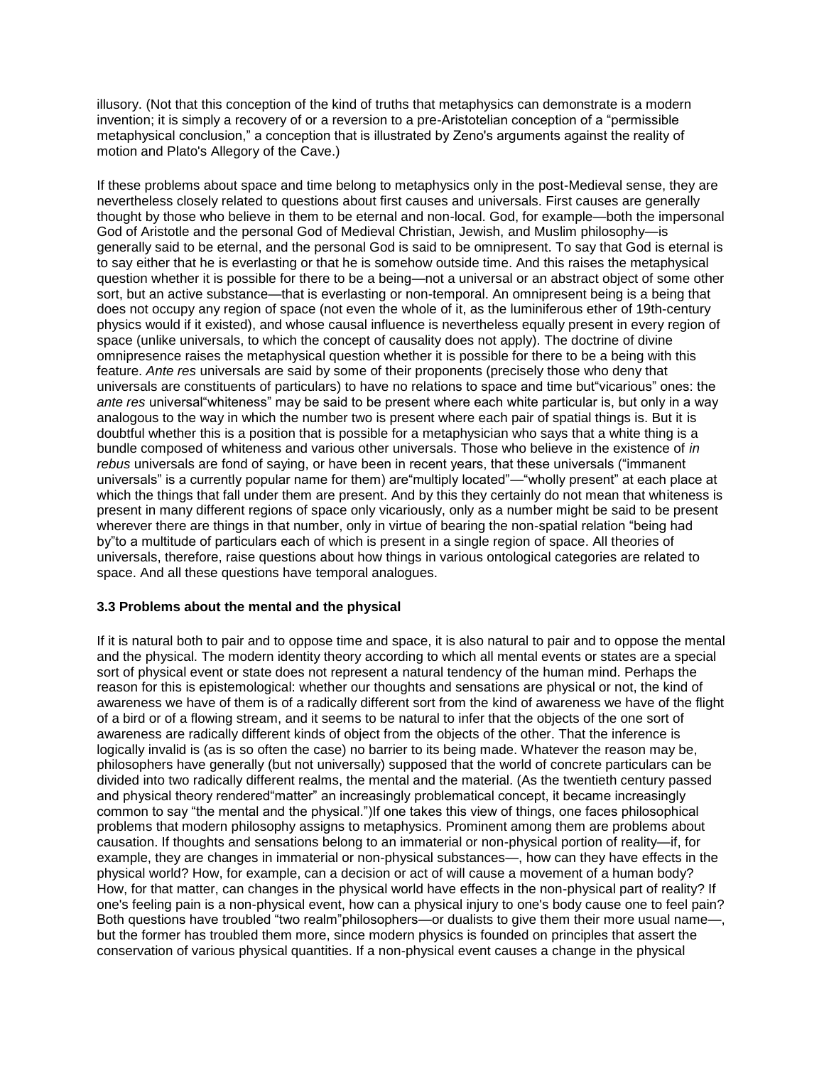illusory. (Not that this conception of the kind of truths that metaphysics can demonstrate is a modern invention; it is simply a recovery of or a reversion to a pre-Aristotelian conception of a "permissible metaphysical conclusion," a conception that is illustrated by Zeno's arguments against the reality of motion and Plato's Allegory of the Cave.)

If these problems about space and time belong to metaphysics only in the post-Medieval sense, they are nevertheless closely related to questions about first causes and universals. First causes are generally thought by those who believe in them to be eternal and non-local. God, for example—both the impersonal God of Aristotle and the personal God of Medieval Christian, Jewish, and Muslim philosophy—is generally said to be eternal, and the personal God is said to be omnipresent. To say that God is eternal is to say either that he is everlasting or that he is somehow outside time. And this raises the metaphysical question whether it is possible for there to be a being—not a universal or an abstract object of some other sort, but an active substance—that is everlasting or non-temporal. An omnipresent being is a being that does not occupy any region of space (not even the whole of it, as the luminiferous ether of 19th-century physics would if it existed), and whose causal influence is nevertheless equally present in every region of space (unlike universals, to which the concept of causality does not apply). The doctrine of divine omnipresence raises the metaphysical question whether it is possible for there to be a being with this feature. *Ante res* universals are said by some of their proponents (precisely those who deny that universals are constituents of particulars) to have no relations to space and time but"vicarious" ones: the *ante res* universal"whiteness" may be said to be present where each white particular is, but only in a way analogous to the way in which the number two is present where each pair of spatial things is. But it is doubtful whether this is a position that is possible for a metaphysician who says that a white thing is a bundle composed of whiteness and various other universals. Those who believe in the existence of *in rebus* universals are fond of saying, or have been in recent years, that these universals ("immanent universals" is a currently popular name for them) are"multiply located"—"wholly present" at each place at which the things that fall under them are present. And by this they certainly do not mean that whiteness is present in many different regions of space only vicariously, only as a number might be said to be present wherever there are things in that number, only in virtue of bearing the non-spatial relation "being had by"to a multitude of particulars each of which is present in a single region of space. All theories of universals, therefore, raise questions about how things in various ontological categories are related to space. And all these questions have temporal analogues.

### 3.3 Problems about the mental and the physical

If it is natural both to pair and to oppose time and space, it is also natural to pair and to oppose the mental and the physical. The modern identity theory according to which all mental events or states are a special sort of physical event or state does not represent a natural tendency of the human mind. Perhaps the reason for this is epistemological: whether our thoughts and sensations are physical or not, the kind of awareness we have of them is of a radically different sort from the kind of awareness we have of the flight of a bird or of a flowing stream, and it seems to be natural to infer that the objects of the one sort of awareness are radically different kinds of object from the objects of the other. That the inference is logically invalid is (as is so often the case) no barrier to its being made. Whatever the reason may be, philosophers have generally (but not universally) supposed that the world of concrete particulars can be divided into two radically different realms, the mental and the material. (As the twentieth century passed and physical theory rendered"matter" an increasingly problematical concept, it became increasingly common to say "the mental and the physical.")If one takes this view of things, one faces philosophical problems that modern philosophy assigns to metaphysics. Prominent among them are problems about causation. If thoughts and sensations belong to an immaterial or non-physical portion of reality—if, for example, they are changes in immaterial or non-physical substances—, how can they have effects in the physical world? How, for example, can a decision or act of will cause a movement of a human body? How, for that matter, can changes in the physical world have effects in the non-physical part of reality? If one's feeling pain is a non-physical event, how can a physical injury to one's body cause one to feel pain? Both questions have troubled "two realm"philosophers—or dualists to give them their more usual name—, but the former has troubled them more, since modern physics is founded on principles that assert the conservation of various physical quantities. If a non-physical event causes a change in the physical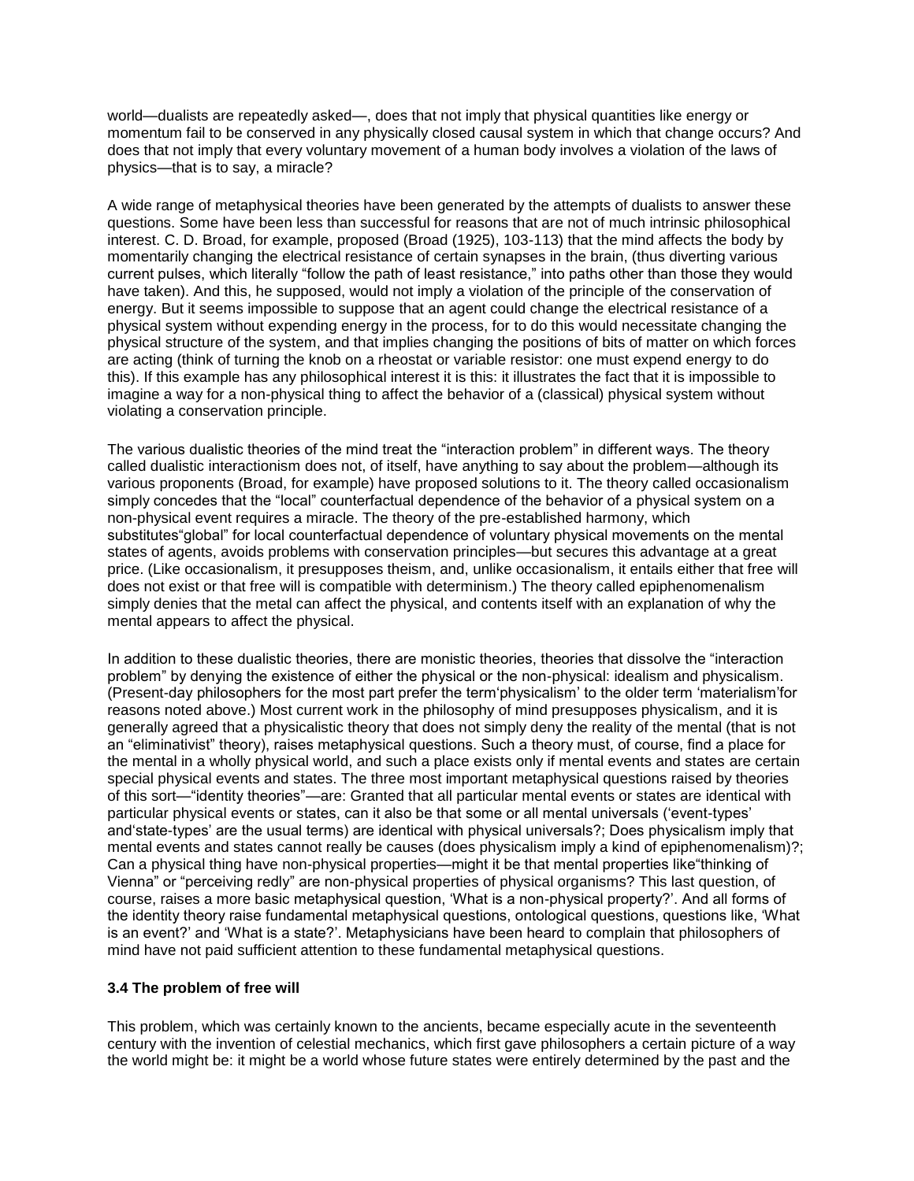world—dualists are repeatedly asked—, does that not imply that physical quantities like energy or momentum fail to be conserved in any physically closed causal system in which that change occurs? And does that not imply that every voluntary movement of a human body involves a violation of the laws of physics—that is to say, a miracle?

A wide range of metaphysical theories have been generated by the attempts of dualists to answer these questions. Some have been less than successful for reasons that are not of much intrinsic philosophical interest. C. D. Broad, for example, proposed (Broad (1925), 103-113) that the mind affects the body by momentarily changing the electrical resistance of certain synapses in the brain, (thus diverting various current pulses, which literally "follow the path of least resistance," into paths other than those they would have taken). And this, he supposed, would not imply a violation of the principle of the conservation of energy. But it seems impossible to suppose that an agent could change the electrical resistance of a physical system without expending energy in the process, for to do this would necessitate changing the physical structure of the system, and that implies changing the positions of bits of matter on which forces are acting (think of turning the knob on a rheostat or variable resistor: one must expend energy to do this). If this example has any philosophical interest it is this: it illustrates the fact that it is impossible to imagine a way for a non-physical thing to affect the behavior of a (classical) physical system without violating a conservation principle.

The various dualistic theories of the mind treat the "interaction problem" in different ways. The theory called dualistic interactionism does not, of itself, have anything to say about the problem—although its various proponents (Broad, for example) have proposed solutions to it. The theory called occasionalism simply concedes that the "local" counterfactual dependence of the behavior of a physical system on a non-physical event requires a miracle. The theory of the pre-established harmony, which substitutes"global" for local counterfactual dependence of voluntary physical movements on the mental states of agents, avoids problems with conservation principles—but secures this advantage at a great price. (Like occasionalism, it presupposes theism, and, unlike occasionalism, it entails either that free will does not exist or that free will is compatible with determinism.) The theory called epiphenomenalism simply denies that the metal can affect the physical, and contents itself with an explanation of why the mental appears to affect the physical.

In addition to these dualistic theories, there are monistic theories, theories that dissolve the "interaction problem" by denying the existence of either the physical or the non-physical: idealism and physicalism. (Present-day philosophers for the most part prefer the term'physicalism' to the older term 'materialism'for reasons noted above.) Most current work in the philosophy of mind presupposes physicalism, and it is generally agreed that a physicalistic theory that does not simply deny the reality of the mental (that is not an "eliminativist" theory), raises metaphysical questions. Such a theory must, of course, find a place for the mental in a wholly physical world, and such a place exists only if mental events and states are certain special physical events and states. The three most important metaphysical questions raised by theories of this sort—"identity theories"—are: Granted that all particular mental events or states are identical with particular physical events or states, can it also be that some or all mental universals ('event-types' and'state-types' are the usual terms) are identical with physical universals?; Does physicalism imply that mental events and states cannot really be causes (does physicalism imply a kind of epiphenomenalism)?; Can a physical thing have non-physical properties—might it be that mental properties like"thinking of Vienna" or "perceiving redly" are non-physical properties of physical organisms? This last question, of course, raises a more basic metaphysical question, 'What is a non-physical property?'. And all forms of the identity theory raise fundamental metaphysical questions, ontological questions, questions like, 'What is an event?' and 'What is a state?'. Metaphysicians have been heard to complain that philosophers of mind have not paid sufficient attention to these fundamental metaphysical questions.

### 3.4 The problem of free will

This problem, which was certainly known to the ancients, became especially acute in the seventeenth century with the invention of celestial mechanics, which first gave philosophers a certain picture of a way the world might be: it might be a world whose future states were entirely determined by the past and the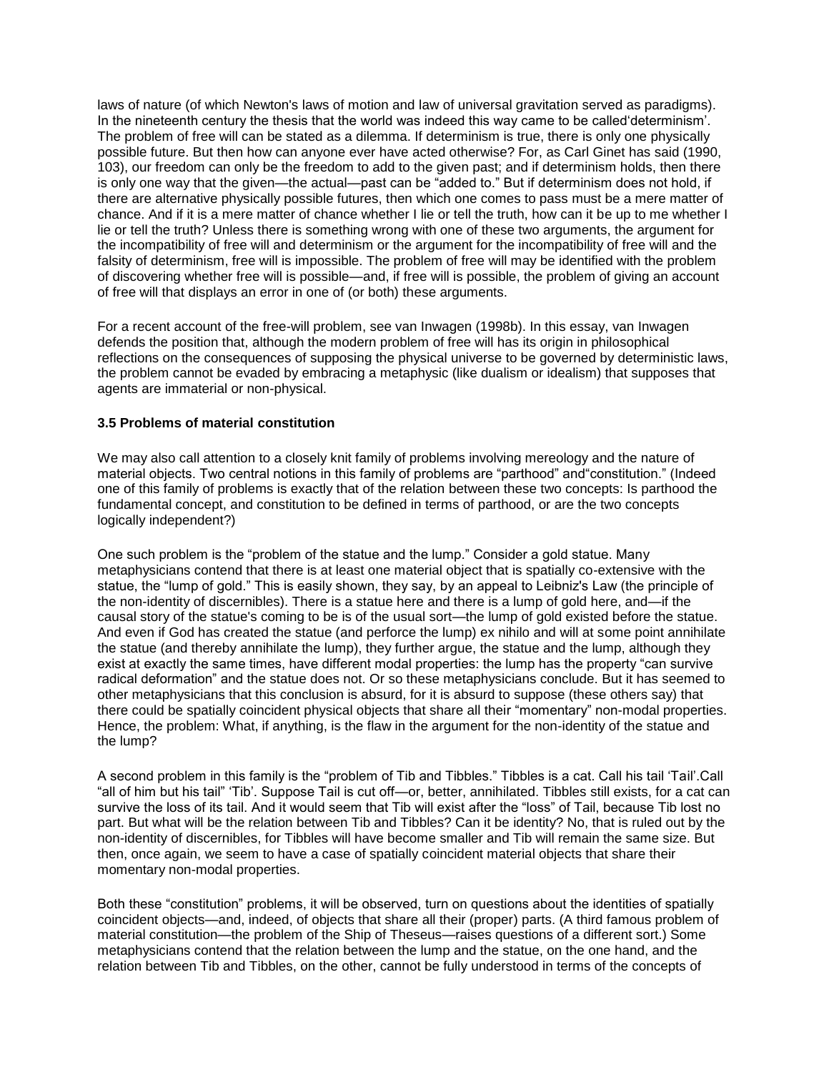laws of nature (of which Newton's laws of motion and law of universal gravitation served as paradigms). In the nineteenth century the thesis that the world was indeed this way came to be called'determinism'. The problem of free will can be stated as a dilemma. If determinism is true, there is only one physically possible future. But then how can anyone ever have acted otherwise? For, as Carl Ginet has said (1990, 103), our freedom can only be the freedom to add to the given past; and if determinism holds, then there is only one way that the given—the actual—past can be "added to." But if determinism does not hold, if there are alternative physically possible futures, then which one comes to pass must be a mere matter of chance. And if it is a mere matter of chance whether I lie or tell the truth, how can it be up to me whether I lie or tell the truth? Unless there is something wrong with one of these two arguments, the argument for the incompatibility of free will and determinism or the argument for the incompatibility of free will and the falsity of determinism, free will is impossible. The problem of free will may be identified with the problem of discovering whether free will is possible—and, if free will is possible, the problem of giving an account of free will that displays an error in one of (or both) these arguments.

For a recent account of the free-will problem, see van Inwagen (1998b). In this essay, van Inwagen defends the position that, although the modern problem of free will has its origin in philosophical reflections on the consequences of supposing the physical universe to be governed by deterministic laws, the problem cannot be evaded by embracing a metaphysic (like dualism or idealism) that supposes that agents are immaterial or non-physical.

### 3.5 Problems of material constitution

We may also call attention to a closely knit family of problems involving mereology and the nature of material objects. Two central notions in this family of problems are "parthood" and"constitution." (Indeed one of this family of problems is exactly that of the relation between these two concepts: Is parthood the fundamental concept, and constitution to be defined in terms of parthood, or are the two concepts logically independent?)

One such problem is the "problem of the statue and the lump." Consider a gold statue. Many metaphysicians contend that there is at least one material object that is spatially co-extensive with the statue, the "lump of gold." This is easily shown, they say, by an appeal to Leibniz's Law (the principle of the non-identity of discernibles). There is a statue here and there is a lump of gold here, and—if the causal story of the statue's coming to be is of the usual sort—the lump of gold existed before the statue. And even if God has created the statue (and perforce the lump) ex nihilo and will at some point annihilate the statue (and thereby annihilate the lump), they further argue, the statue and the lump, although they exist at exactly the same times, have different modal properties: the lump has the property "can survive radical deformation" and the statue does not. Or so these metaphysicians conclude. But it has seemed to other metaphysicians that this conclusion is absurd, for it is absurd to suppose (these others say) that there could be spatially coincident physical objects that share all their "momentary" non-modal properties. Hence, the problem: What, if anything, is the flaw in the argument for the non-identity of the statue and the lump?

A second problem in this family is the "problem of Tib and Tibbles." Tibbles is a cat. Call his tail 'Tail'.Call "all of him but his tail" 'Tib'. Suppose Tail is cut off—or, better, annihilated. Tibbles still exists, for a cat can survive the loss of its tail. And it would seem that Tib will exist after the "loss" of Tail, because Tib lost no part. But what will be the relation between Tib and Tibbles? Can it be identity? No, that is ruled out by the non-identity of discernibles, for Tibbles will have become smaller and Tib will remain the same size. But then, once again, we seem to have a case of spatially coincident material objects that share their momentary non-modal properties.

Both these "constitution" problems, it will be observed, turn on questions about the identities of spatially coincident objects—and, indeed, of objects that share all their (proper) parts. (A third famous problem of material constitution—the problem of the Ship of Theseus—raises questions of a different sort.) Some metaphysicians contend that the relation between the lump and the statue, on the one hand, and the relation between Tib and Tibbles, on the other, cannot be fully understood in terms of the concepts of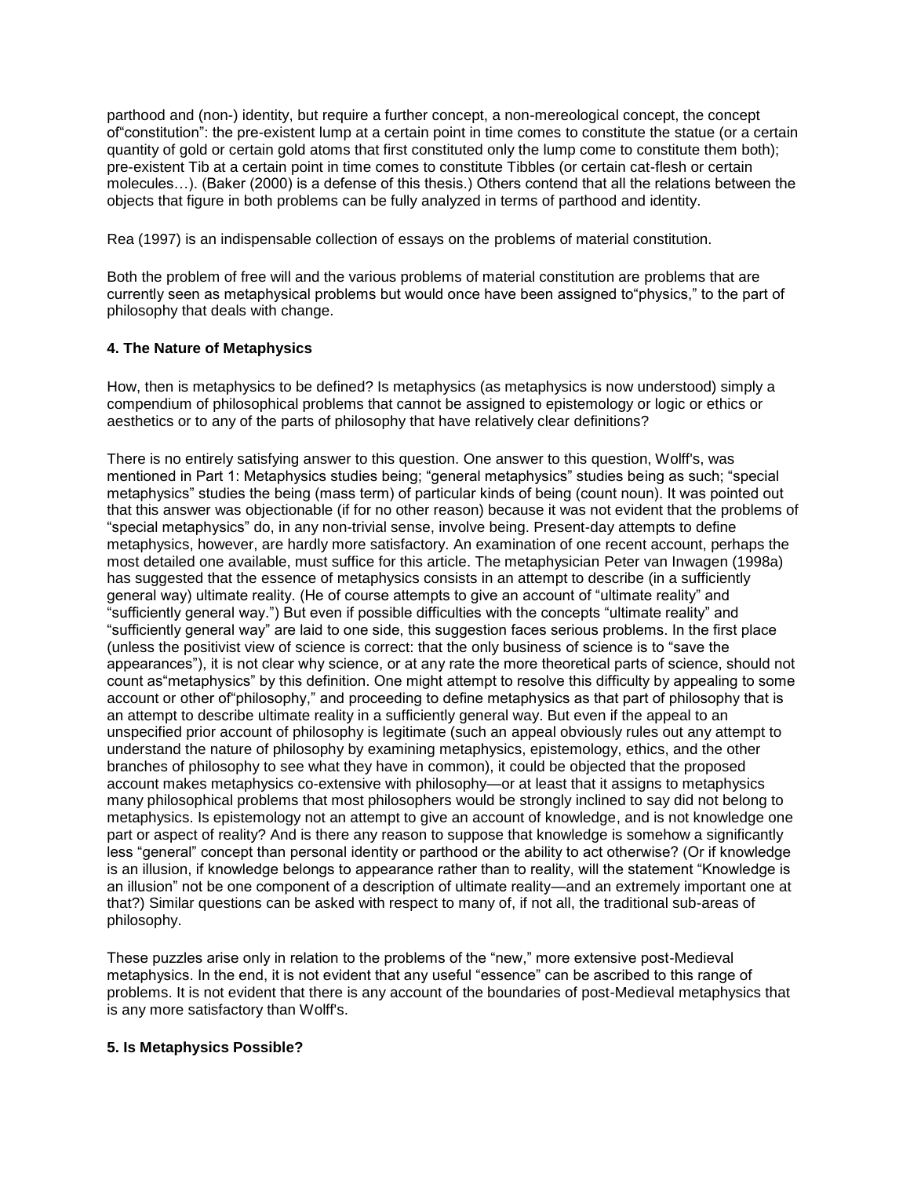parthood and (non-) identity, but require a further concept, a non-mereological concept, the concept of“constitution”: the pre-existent lump at a certain point in time comes to constitute the statue (or a certain quantity of gold or certain gold atoms that first constituted only the lump come to constitute them both); pre-existent Tib at a certain point in time comes to constitute Tibbles (or certain cat-flesh or certain molecules…). (Baker (2000) is a defense of this thesis.) Others contend that all the relations between the objects that figure in both problems can be fully analyzed in terms of parthood and identity.

Rea (1997) is an indispensable collection of essays on the problems of material constitution.

Both the problem of free will and the various problems of material constitution are problems that are currently seen as metaphysical problems but would once have been assigned to“physics,” to the part of philosophy that deals with change.

#### 4. The Nature of Metaphysics

How, then is metaphysics to be defined? Is metaphysics (as metaphysics is now understood) simply a compendium of philosophical problems that cannot be assigned to epistemology or logic or ethics or aesthetics or to any of the parts of philosophy that have relatively clear definitions?

There is no entirely satisfying answer to this question. One answer to this question, Wolff's, was mentioned in Part 1: Metaphysics studies being; “general metaphysics” studies being as such; “special metaphysics” studies the being (mass term) of particular kinds of being (count noun). It was pointed out that this answer was objectionable (if for no other reason) because it was not evident that the problems of “special metaphysics” do, in any non-trivial sense, involve being. Present-day attempts to define metaphysics, however, are hardly more satisfactory. An examination of one recent account, perhaps the most detailed one available, must suffice for this article. The metaphysician Peter van Inwagen (1998a) has suggested that the essence of metaphysics consists in an attempt to describe (in a sufficiently general way) ultimate reality. (He of course attempts to give an account of “ultimate reality” and “sufficiently general way.”) But even if possible difficulties with the concepts “ultimate reality” and “sufficiently general way” are laid to one side, this suggestion faces serious problems. In the first place (unless the positivist view of science is correct: that the only business of science is to “save the appearances”), it is not clear why science, or at any rate the more theoretical parts of science, should not count as“metaphysics” by this definition. One might attempt to resolve this difficulty by appealing to some account or other of“philosophy,” and proceeding to define metaphysics as that part of philosophy that is an attempt to describe ultimate reality in a sufficiently general way. But even if the appeal to an unspecified prior account of philosophy is legitimate (such an appeal obviously rules out any attempt to understand the nature of philosophy by examining metaphysics, epistemology, ethics, and the other branches of philosophy to see what they have in common), it could be objected that the proposed account makes metaphysics co-extensive with philosophy—or at least that it assigns to metaphysics many philosophical problems that most philosophers would be strongly inclined to say did not belong to metaphysics. Is epistemology not an attempt to give an account of knowledge, and is not knowledge one part or aspect of reality? And is there any reason to suppose that knowledge is somehow a significantly less “general” concept than personal identity or parthood or the ability to act otherwise? (Or if knowledge is an illusion, if knowledge belongs to appearance rather than to reality, will the statement “Knowledge is an illusion” not be one component of a description of ultimate reality—and an extremely important one at that?) Similar questions can be asked with respect to many of, if not all, the traditional sub-areas of philosophy.

These puzzles arise only in relation to the problems of the “new,” more extensive post-Medieval metaphysics. In the end, it is not evident that any useful “essence” can be ascribed to this range of problems. It is not evident that there is any account of the boundaries of post-Medieval metaphysics that is any more satisfactory than Wolff's.

#### 5. Is Metaphysics Possible?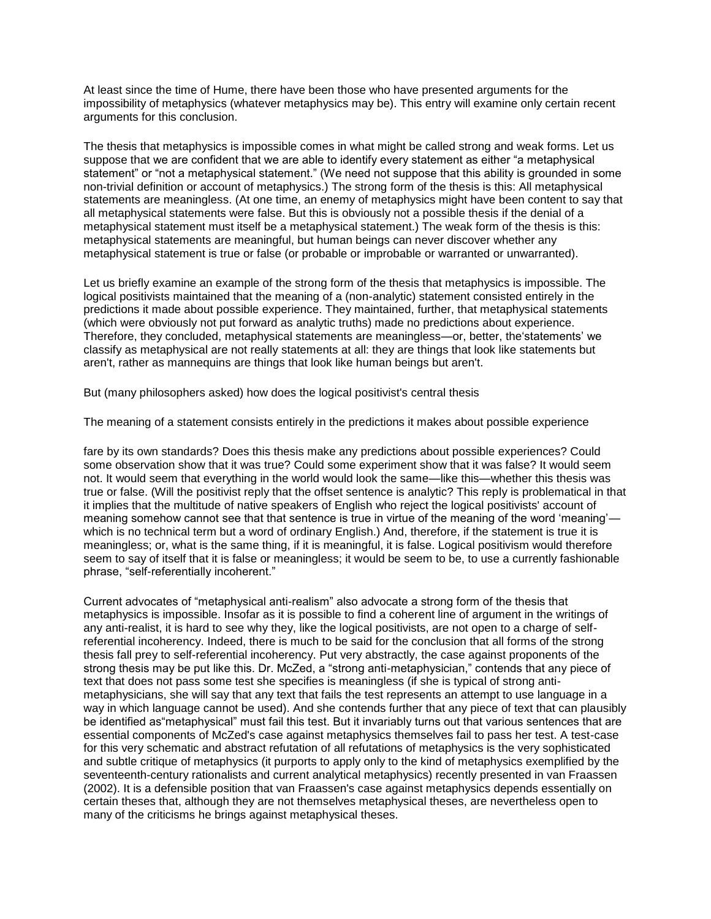At least since the time of Hume, there have been those who have presented arguments for the impossibility of metaphysics (whatever metaphysics may be). This entry will examine only certain recent arguments for this conclusion.

The thesis that metaphysics is impossible comes in what might be called strong and weak forms. Let us suppose that we are confident that we are able to identify every statement as either "a metaphysical statement" or "not a metaphysical statement." (We need not suppose that this ability is grounded in some non-trivial definition or account of metaphysics.) The strong form of the thesis is this: All metaphysical statements are meaningless. (At one time, an enemy of metaphysics might have been content to say that all metaphysical statements were false. But this is obviously not a possible thesis if the denial of a metaphysical statement must itself be a metaphysical statement.) The weak form of the thesis is this: metaphysical statements are meaningful, but human beings can never discover whether any metaphysical statement is true or false (or probable or improbable or warranted or unwarranted).

Let us briefly examine an example of the strong form of the thesis that metaphysics is impossible. The logical positivists maintained that the meaning of a (non-analytic) statement consisted entirely in the predictions it made about possible experience. They maintained, further, that metaphysical statements (which were obviously not put forward as analytic truths) made no predictions about experience. Therefore, they concluded, metaphysical statements are meaningless—or, better, the'statements' we classify as metaphysical are not really statements at all: they are things that look like statements but aren't, rather as mannequins are things that look like human beings but aren't.

But (many philosophers asked) how does the logical positivist's central thesis

The meaning of a statement consists entirely in the predictions it makes about possible experience

fare by its own standards? Does this thesis make any predictions about possible experiences? Could some observation show that it was true? Could some experiment show that it was false? It would seem not. It would seem that everything in the world would look the same—like this—whether this thesis was true or false. (Will the positivist reply that the offset sentence is analytic? This reply is problematical in that it implies that the multitude of native speakers of English who reject the logical positivists' account of meaning somehow cannot see that that sentence is true in virtue of the meaning of the word 'meaning'—which is no technical term but a word of ordinary English.) And, therefore, if the statement is true it is meaningless; or, what is the same thing, if it is meaningful, it is false. Logical positivism would therefore seem to say of itself that it is false or meaningless; it would be seem to be, to use a currently fashionable phrase, "self-referentially incoherent."

Current advocates of "metaphysical anti-realism" also advocate a strong form of the thesis that metaphysics is impossible. Insofar as it is possible to find a coherent line of argument in the writings of any anti-realist, it is hard to see why they, like the logical positivists, are not open to a charge of self-referential incoherency. Indeed, there is much to be said for the conclusion that all forms of the strong thesis fall prey to self-referential incoherency. Put very abstractly, the case against proponents of the strong thesis may be put like this. Dr. McZed, a "strong anti-metaphysician," contends that any piece of text that does not pass some test she specifies is meaningless (if she is typical of strong anti-metaphysicians, she will say that any text that fails the test represents an attempt to use language in a way in which language cannot be used). And she contends further that any piece of text that can plausibly be identified as"metaphysical" must fail this test. But it invariably turns out that various sentences that are essential components of McZed's case against metaphysics themselves fail to pass her test. A test-case for this very schematic and abstract refutation of all refutations of metaphysics is the very sophisticated and subtle critique of metaphysics (it purports to apply only to the kind of metaphysics exemplified by the seventeenth-century rationalists and current analytical metaphysics) recently presented in van Fraassen (2002). It is a defensible position that van Fraassen's case against metaphysics depends essentially on certain theses that, although they are not themselves metaphysical theses, are nevertheless open to many of the criticisms he brings against metaphysical theses.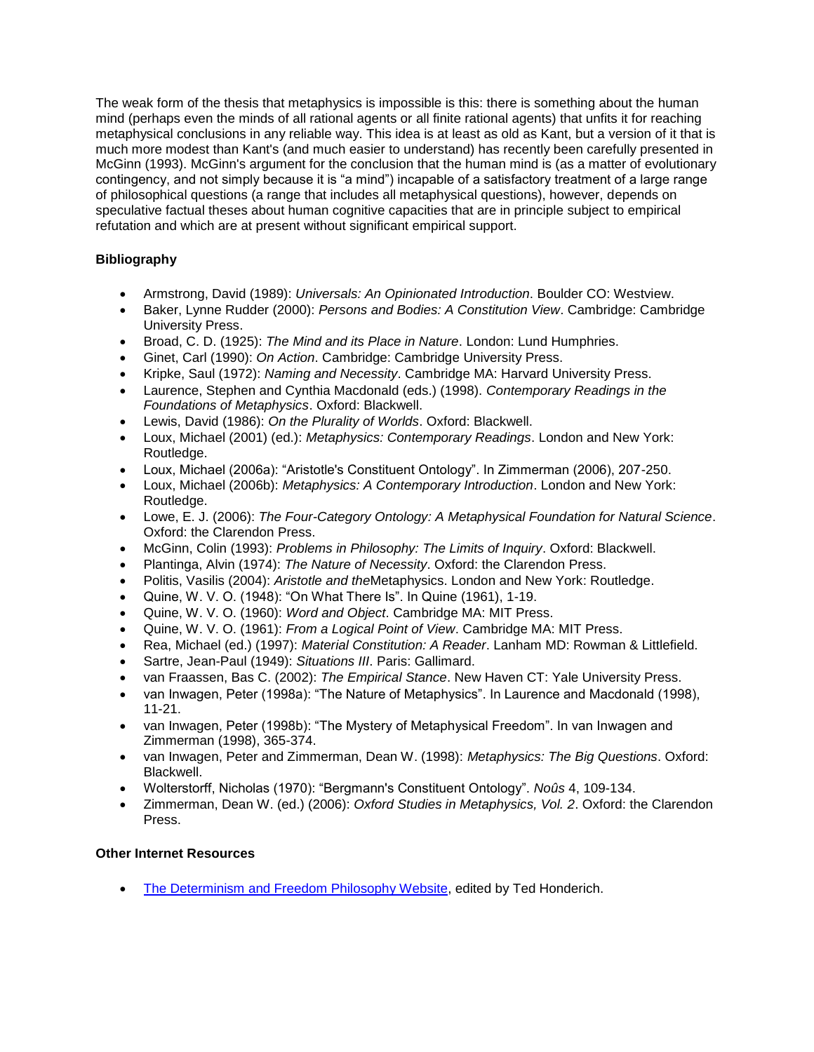The weak form of the thesis that metaphysics is impossible is this: there is something about the human mind (perhaps even the minds of all rational agents or all finite rational agents) that unfits it for reaching metaphysical conclusions in any reliable way. This idea is at least as old as Kant, but a version of it that is much more modest than Kant's (and much easier to understand) has recently been carefully presented in McGinn (1993). McGinn's argument for the conclusion that the human mind is (as a matter of evolutionary contingency, and not simply because it is "a mind") incapable of a satisfactory treatment of a large range of philosophical questions (a range that includes all metaphysical questions), however, depends on speculative factual theses about human cognitive capacities that are in principle subject to empirical refutation and which are at present without significant empirical support.

### Bibliography

- Armstrong, David (1989): *Universals: An Opinionated Introduction*. Boulder CO: Westview.
- Baker, Lynne Rudder (2000): *Persons and Bodies: A Constitution View*. Cambridge: Cambridge University Press.
- Broad, C. D. (1925): *The Mind and its Place in Nature*. London: Lund Humphries.
- Ginet, Carl (1990): *On Action*. Cambridge: Cambridge University Press.
- Kripke, Saul (1972): *Naming and Necessity*. Cambridge MA: Harvard University Press.
- Laurence, Stephen and Cynthia Macdonald (eds.) (1998). *Contemporary Readings in the Foundations of Metaphysics*. Oxford: Blackwell.
- Lewis, David (1986): *On the Plurality of Worlds*. Oxford: Blackwell.
- Loux, Michael (2001) (ed.): *Metaphysics: Contemporary Readings*. London and New York: Routledge.
- Loux, Michael (2006a): "Aristotle's Constituent Ontology". In Zimmerman (2006), 207-250.
- Loux, Michael (2006b): *Metaphysics: A Contemporary Introduction*. London and New York: Routledge.
- Lowe, E. J. (2006): *The Four-Category Ontology: A Metaphysical Foundation for Natural Science*. Oxford: the Clarendon Press.
- McGinn, Colin (1993): *Problems in Philosophy: The Limits of Inquiry*. Oxford: Blackwell.
- Plantinga, Alvin (1974): *The Nature of Necessity*. Oxford: the Clarendon Press.
- Politis, Vasilis (2004): *Aristotle and the*Metaphysics. London and New York: Routledge.
- Quine, W. V. O. (1948): "On What There Is". In Quine (1961), 1-19.
- Quine, W. V. O. (1960): *Word and Object*. Cambridge MA: MIT Press.
- Quine, W. V. O. (1961): *From a Logical Point of View*. Cambridge MA: MIT Press.
- Rea, Michael (ed.) (1997): *Material Constitution: A Reader*. Lanham MD: Rowman & Littlefield.
- Sartre, Jean-Paul (1949): *Situations III*. Paris: Gallimard.
- van Fraassen, Bas C. (2002): *The Empirical Stance*. New Haven CT: Yale University Press.
- van Inwagen, Peter (1998a): "The Nature of Metaphysics". In Laurence and Macdonald (1998), 11-21.
- van Inwagen, Peter (1998b): "The Mystery of Metaphysical Freedom". In van Inwagen and Zimmerman (1998), 365-374.
- van Inwagen, Peter and Zimmerman, Dean W. (1998): *Metaphysics: The Big Questions*. Oxford: Blackwell.
- Wolterstorff, Nicholas (1970): "Bergmann's Constituent Ontology". *Noûs* 4, 109-134.
- Zimmerman, Dean W. (ed.) (2006): *Oxford Studies in Metaphysics, Vol. 2*. Oxford: the Clarendon Press.

### Other Internet Resources

- The Determinism and Freedom Philosophy Website, edited by Ted Honderich.